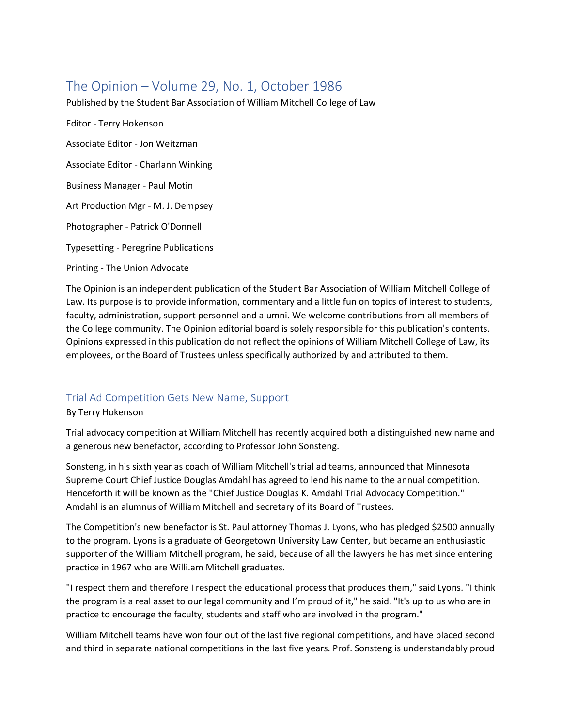# The Opinion – Volume 29, No. 1, October 1986

Published by the Student Bar Association of William Mitchell College of Law

Editor - Terry Hokenson

Associate Editor - Jon Weitzman

Associate Editor - Charlann Winking

Business Manager - Paul Motin

Art Production Mgr - M. J. Dempsey

Photographer - Patrick O'Donnell

Typesetting - Peregrine Publications

Printing - The Union Advocate

The Opinion is an independent publication of the Student Bar Association of William Mitchell College of Law. Its purpose is to provide information, commentary and a little fun on topics of interest to students, faculty, administration, support personnel and alumni. We welcome contributions from all members of the College community. The Opinion editorial board is solely responsible for this publication's contents. Opinions expressed in this publication do not reflect the opinions of William Mitchell College of Law, its employees, or the Board of Trustees unless specifically authorized by and attributed to them.

## Trial Ad Competition Gets New Name, Support

By Terry Hokenson

Trial advocacy competition at William Mitchell has recently acquired both a distinguished new name and a generous new benefactor, according to Professor John Sonsteng.

Sonsteng, in his sixth year as coach of William Mitchell's trial ad teams, announced that Minnesota Supreme Court Chief Justice Douglas Amdahl has agreed to lend his name to the annual competition. Henceforth it will be known as the "Chief Justice Douglas K. Amdahl Trial Advocacy Competition." Amdahl is an alumnus of William Mitchell and secretary of its Board of Trustees.

The Competition's new benefactor is St. Paul attorney Thomas J. Lyons, who has pledged $2500 annually to the program. Lyons is a graduate of Georgetown University Law Center, but became an enthusiastic supporter of the William Mitchell program, he said, because of all the lawyers he has met since entering practice in 1967 who are Willi.am Mitchell graduates.

"I respect them and therefore I respect the educational process that produces them," said Lyons. "I think the program is a real asset to our legal community and I'm proud of it," he said. "It's up to us who are in practice to encourage the faculty, students and staff who are involved in the program."

William Mitchell teams have won four out of the last five regional competitions, and have placed second and third in separate national competitions in the last five years. Prof. Sonsteng is understandably proud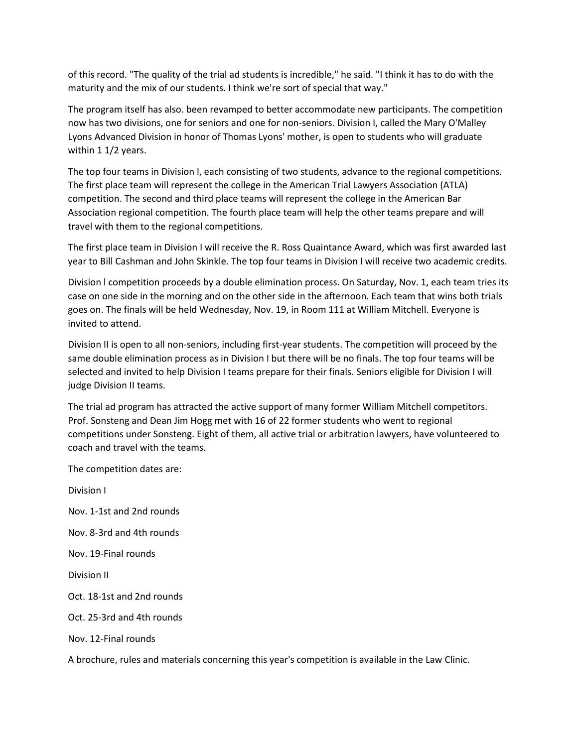of this record. "The quality of the trial ad students is incredible," he said. "I think it has to do with the maturity and the mix of our students. I think we're sort of special that way."

The program itself has also. been revamped to better accommodate new participants. The competition now has two divisions, one for seniors and one for non-seniors. Division I, called the Mary O'Malley Lyons Advanced Division in honor of Thomas Lyons' mother, is open to students who will graduate within 1 1/2 years.

The top four teams in Division l, each consisting of two students, advance to the regional competitions. The first place team will represent the college in the American Trial Lawyers Association (ATLA) competition. The second and third place teams will represent the college in the American Bar Association regional competition. The fourth place team will help the other teams prepare and will travel with them to the regional competitions.

The first place team in Division I will receive the R. Ross Quaintance Award, which was first awarded last year to Bill Cashman and John Skinkle. The top four teams in Division I will receive two academic credits.

Division l competition proceeds by a double elimination process. On Saturday, Nov. 1, each team tries its case on one side in the morning and on the other side in the afternoon. Each team that wins both trials goes on. The finals will be held Wednesday, Nov. 19, in Room 111 at William Mitchell. Everyone is invited to attend.

Division II is open to all non-seniors, including first-year students. The competition will proceed by the same double elimination process as in Division I but there will be no finals. The top four teams will be selected and invited to help Division I teams prepare for their finals. Seniors eligible for Division I will judge Division II teams.

The trial ad program has attracted the active support of many former William Mitchell competitors. Prof. Sonsteng and Dean Jim Hogg met with 16 of 22 former students who went to regional competitions under Sonsteng. Eight of them, all active trial or arbitration lawyers, have volunteered to coach and travel with the teams.

The competition dates are:

Division I

Nov. 1-1st and 2nd rounds

Nov. 8-3rd and 4th rounds

Nov. 19-Final rounds

Division II

Oct. 18-1st and 2nd rounds

Oct. 25-3rd and 4th rounds

Nov. 12-Final rounds

A brochure, rules and materials concerning this year's competition is available in the Law Clinic.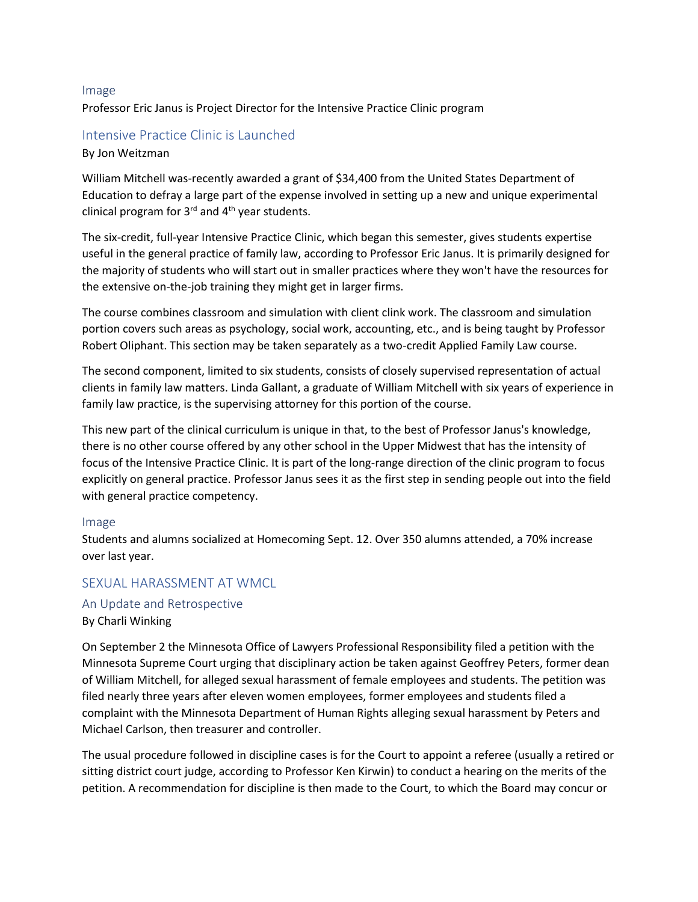Image

Professor Eric Janus is Project Director for the Intensive Practice Clinic program

## Intensive Practice Clinic is Launched

By Jon Weitzman

William Mitchell was-recently awarded a grant of $34,400 from the United States Department of Education to defray a large part of the expense involved in setting up a new and unique experimental clinical program for 3rd and 4th year students.

The six-credit, full-year Intensive Practice Clinic, which began this semester, gives students expertise useful in the general practice of family law, according to Professor Eric Janus. It is primarily designed for the majority of students who will start out in smaller practices where they won't have the resources for the extensive on-the-job training they might get in larger firms.

The course combines classroom and simulation with client clink work. The classroom and simulation portion covers such areas as psychology, social work, accounting, etc., and is being taught by Professor Robert Oliphant. This section may be taken separately as a two-credit Applied Family Law course.

The second component, limited to six students, consists of closely supervised representation of actual clients in family law matters. Linda Gallant, a graduate of William Mitchell with six years of experience in family law practice, is the supervising attorney for this portion of the course.

This new part of the clinical curriculum is unique in that, to the best of Professor Janus's knowledge, there is no other course offered by any other school in the Upper Midwest that has the intensity of focus of the Intensive Practice Clinic. It is part of the long-range direction of the clinic program to focus explicitly on general practice. Professor Janus sees it as the first step in sending people out into the field with general practice competency.

Image

Students and alumns socialized at Homecoming Sept. 12. Over 350 alumns attended, a 70% increase over last year.

## SEXUAL HARASSMENT AT WMCL

### An Update and Retrospective

By Charli Winking

On September 2 the Minnesota Office of Lawyers Professional Responsibility filed a petition with the Minnesota Supreme Court urging that disciplinary action be taken against Geoffrey Peters, former dean of William Mitchell, for alleged sexual harassment of female employees and students. The petition was filed nearly three years after eleven women employees, former employees and students filed a complaint with the Minnesota Department of Human Rights alleging sexual harassment by Peters and Michael Carlson, then treasurer and controller.

The usual procedure followed in discipline cases is for the Court to appoint a referee (usually a retired or sitting district court judge, according to Professor Ken Kirwin) to conduct a hearing on the merits of the petition. A recommendation for discipline is then made to the Court, to which the Board may concur or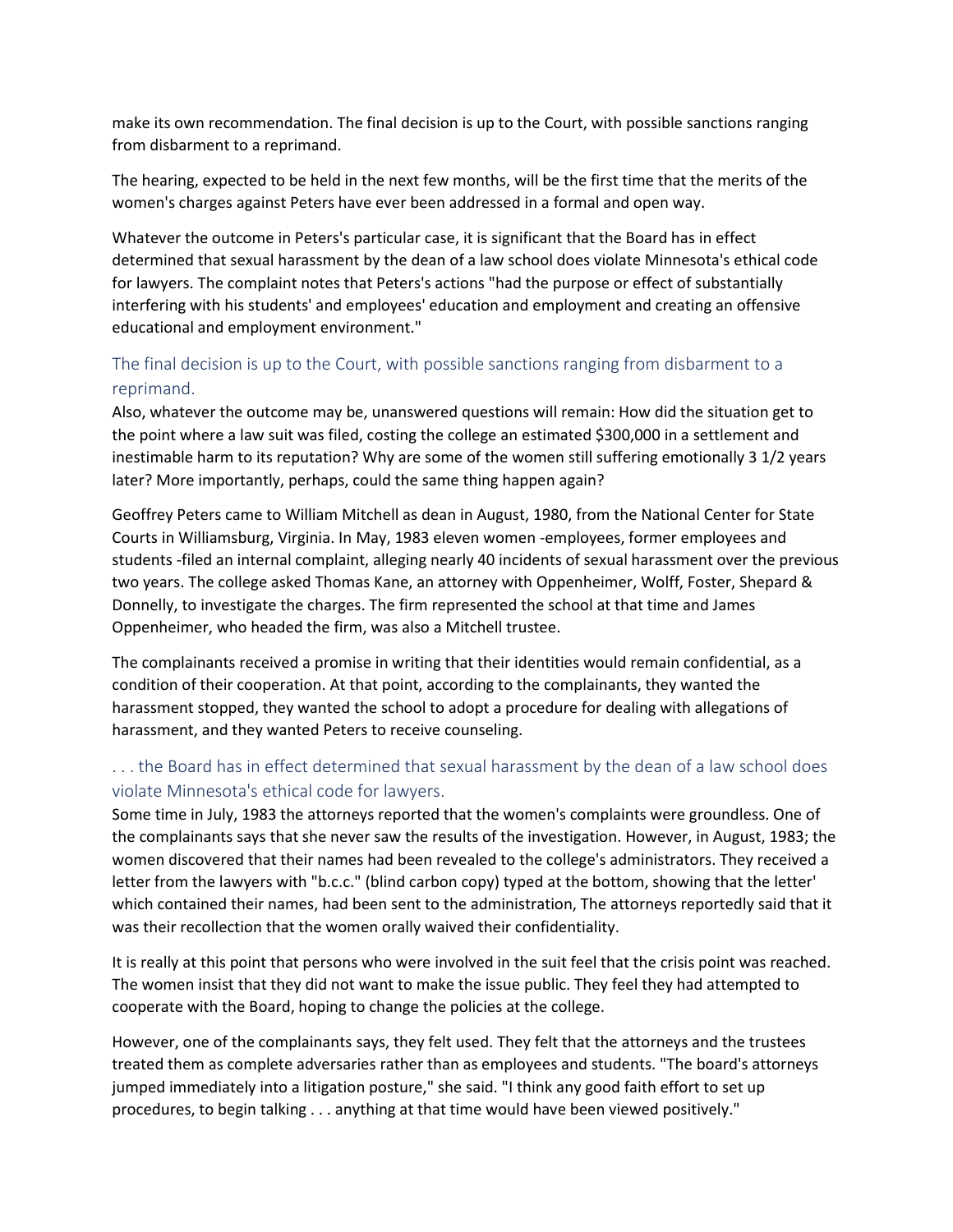make its own recommendation. The final decision is up to the Court, with possible sanctions ranging from disbarment to a reprimand.

The hearing, expected to be held in the next few months, will be the first time that the merits of the women's charges against Peters have ever been addressed in a formal and open way.

Whatever the outcome in Peters's particular case, it is significant that the Board has in effect determined that sexual harassment by the dean of a law school does violate Minnesota's ethical code for lawyers. The complaint notes that Peters's actions "had the purpose or effect of substantially interfering with his students' and employees' education and employment and creating an offensive educational and employment environment."

### The final decision is up to the Court, with possible sanctions ranging from disbarment to a reprimand.

Also, whatever the outcome may be, unanswered questions will remain: How did the situation get to the point where a law suit was filed, costing the college an estimated $300,000 in a settlement and inestimable harm to its reputation? Why are some of the women still suffering emotionally 3 1/2 years later? More importantly, perhaps, could the same thing happen again?

Geoffrey Peters came to William Mitchell as dean in August, 1980, from the National Center for State Courts in Williamsburg, Virginia. In May, 1983 eleven women -employees, former employees and students -filed an internal complaint, alleging nearly 40 incidents of sexual harassment over the previous two years. The college asked Thomas Kane, an attorney with Oppenheimer, Wolff, Foster, Shepard & Donnelly, to investigate the charges. The firm represented the school at that time and James Oppenheimer, who headed the firm, was also a Mitchell trustee.

The complainants received a promise in writing that their identities would remain confidential, as a condition of their cooperation. At that point, according to the complainants, they wanted the harassment stopped, they wanted the school to adopt a procedure for dealing with allegations of harassment, and they wanted Peters to receive counseling.

### . . . the Board has in effect determined that sexual harassment by the dean of a law school does violate Minnesota's ethical code for lawyers.

Some time in July, 1983 the attorneys reported that the women's complaints were groundless. One of the complainants says that she never saw the results of the investigation. However, in August, 1983; the women discovered that their names had been revealed to the college's administrators. They received a letter from the lawyers with "b.c.c." (blind carbon copy) typed at the bottom, showing that the letter' which contained their names, had been sent to the administration, The attorneys reportedly said that it was their recollection that the women orally waived their confidentiality.

It is really at this point that persons who were involved in the suit feel that the crisis point was reached. The women insist that they did not want to make the issue public. They feel they had attempted to cooperate with the Board, hoping to change the policies at the college.

However, one of the complainants says, they felt used. They felt that the attorneys and the trustees treated them as complete adversaries rather than as employees and students. "The board's attorneys jumped immediately into a litigation posture," she said. "I think any good faith effort to set up procedures, to begin talking . . . anything at that time would have been viewed positively."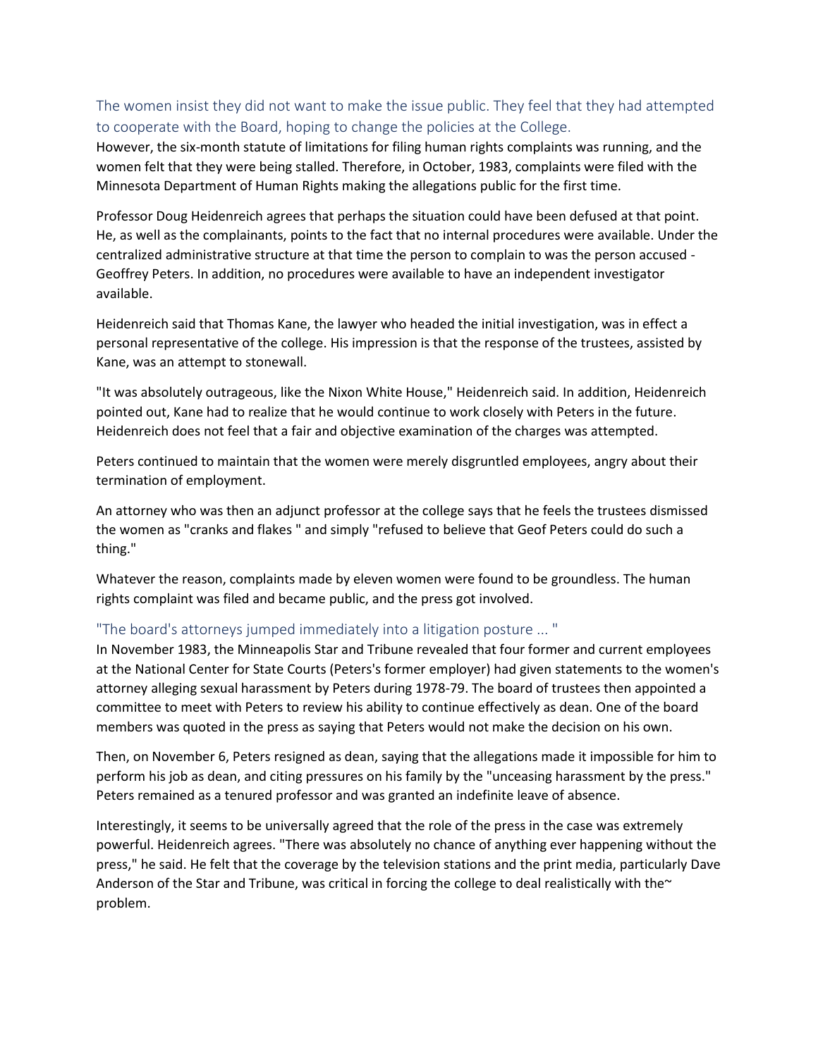## The women insist they did not want to make the issue public. They feel that they had attempted to cooperate with the Board, hoping to change the policies at the College.

However, the six-month statute of limitations for filing human rights complaints was running, and the women felt that they were being stalled. Therefore, in October, 1983, complaints were filed with the Minnesota Department of Human Rights making the allegations public for the first time.

Professor Doug Heidenreich agrees that perhaps the situation could have been defused at that point. He, as well as the complainants, points to the fact that no internal procedures were available. Under the centralized administrative structure at that time the person to complain to was the person accused - Geoffrey Peters. In addition, no procedures were available to have an independent investigator available.

Heidenreich said that Thomas Kane, the lawyer who headed the initial investigation, was in effect a personal representative of the college. His impression is that the response of the trustees, assisted by Kane, was an attempt to stonewall.

"It was absolutely outrageous, like the Nixon White House," Heidenreich said. In addition, Heidenreich pointed out, Kane had to realize that he would continue to work closely with Peters in the future. Heidenreich does not feel that a fair and objective examination of the charges was attempted.

Peters continued to maintain that the women were merely disgruntled employees, angry about their termination of employment.

An attorney who was then an adjunct professor at the college says that he feels the trustees dismissed the women as "cranks and flakes " and simply "refused to believe that Geof Peters could do such a thing."

Whatever the reason, complaints made by eleven women were found to be groundless. The human rights complaint was filed and became public, and the press got involved.

## "The board's attorneys jumped immediately into a litigation posture ... "

In November 1983, the Minneapolis Star and Tribune revealed that four former and current employees at the National Center for State Courts (Peters's former employer) had given statements to the women's attorney alleging sexual harassment by Peters during 1978-79. The board of trustees then appointed a committee to meet with Peters to review his ability to continue effectively as dean. One of the board members was quoted in the press as saying that Peters would not make the decision on his own.

Then, on November 6, Peters resigned as dean, saying that the allegations made it impossible for him to perform his job as dean, and citing pressures on his family by the "unceasing harassment by the press." Peters remained as a tenured professor and was granted an indefinite leave of absence.

Interestingly, it seems to be universally agreed that the role of the press in the case was extremely powerful. Heidenreich agrees. "There was absolutely no chance of anything ever happening without the press," he said. He felt that the coverage by the television stations and the print media, particularly Dave Anderson of the Star and Tribune, was critical in forcing the college to deal realistically with the~ problem.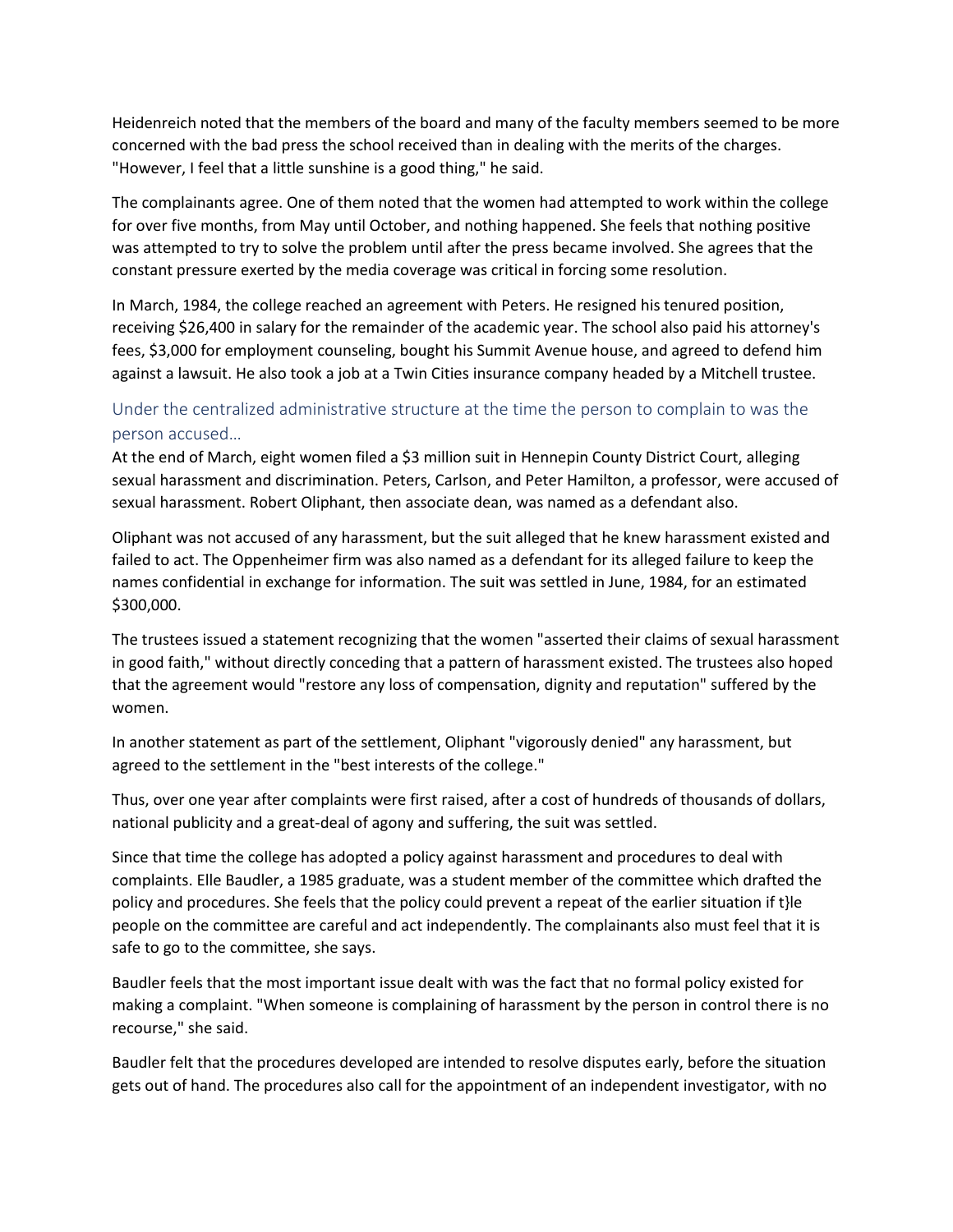Heidenreich noted that the members of the board and many of the faculty members seemed to be more concerned with the bad press the school received than in dealing with the merits of the charges. "However, I feel that a little sunshine is a good thing," he said.

The complainants agree. One of them noted that the women had attempted to work within the college for over five months, from May until October, and nothing happened. She feels that nothing positive was attempted to try to solve the problem until after the press became involved. She agrees that the constant pressure exerted by the media coverage was critical in forcing some resolution.

In March, 1984, the college reached an agreement with Peters. He resigned his tenured position, receiving $26,400 in salary for the remainder of the academic year. The school also paid his attorney's fees, $3,000 for employment counseling, bought his Summit Avenue house, and agreed to defend him against a lawsuit. He also took a job at a Twin Cities insurance company headed by a Mitchell trustee.

## Under the centralized administrative structure at the time the person to complain to was the person accused…

At the end of March, eight women filed a $3 million suit in Hennepin County District Court, alleging sexual harassment and discrimination. Peters, Carlson, and Peter Hamilton, a professor, were accused of sexual harassment. Robert Oliphant, then associate dean, was named as a defendant also.

Oliphant was not accused of any harassment, but the suit alleged that he knew harassment existed and failed to act. The Oppenheimer firm was also named as a defendant for its alleged failure to keep the names confidential in exchange for information. The suit was settled in June, 1984, for an estimated $300,000.

The trustees issued a statement recognizing that the women "asserted their claims of sexual harassment in good faith," without directly conceding that a pattern of harassment existed. The trustees also hoped that the agreement would "restore any loss of compensation, dignity and reputation" suffered by the women.

In another statement as part of the settlement, Oliphant "vigorously denied" any harassment, but agreed to the settlement in the "best interests of the college."

Thus, over one year after complaints were first raised, after a cost of hundreds of thousands of dollars, national publicity and a great-deal of agony and suffering, the suit was settled.

Since that time the college has adopted a policy against harassment and procedures to deal with complaints. Elle Baudler, a 1985 graduate, was a student member of the committee which drafted the policy and procedures. She feels that the policy could prevent a repeat of the earlier situation if t}le people on the committee are careful and act independently. The complainants also must feel that it is safe to go to the committee, she says.

Baudler feels that the most important issue dealt with was the fact that no formal policy existed for making a complaint. "When someone is complaining of harassment by the person in control there is no recourse," she said.

Baudler felt that the procedures developed are intended to resolve disputes early, before the situation gets out of hand. The procedures also call for the appointment of an independent investigator, with no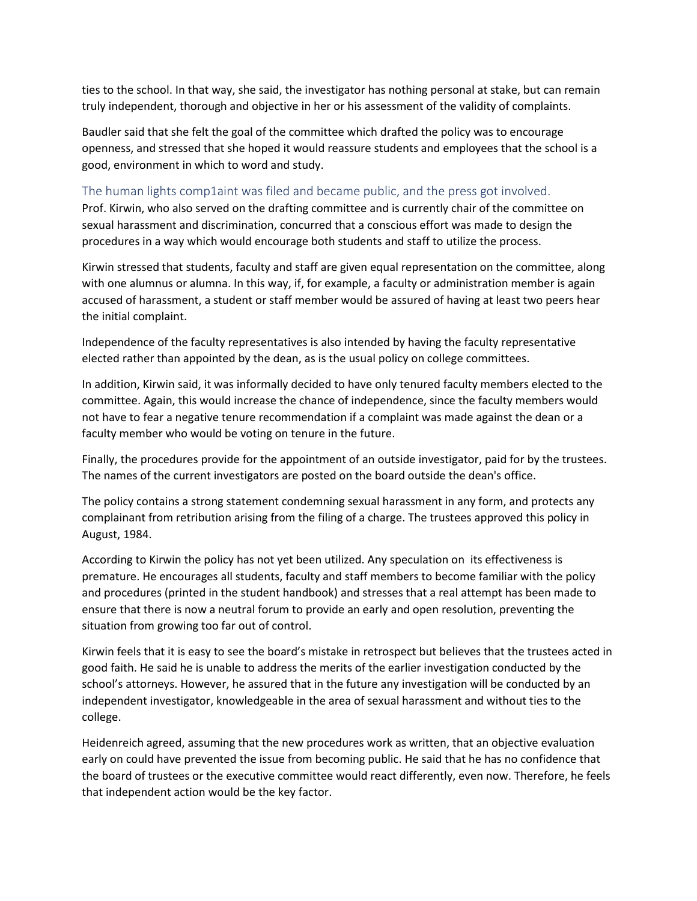ties to the school. In that way, she said, the investigator has nothing personal at stake, but can remain truly independent, thorough and objective in her or his assessment of the validity of complaints.

Baudler said that she felt the goal of the committee which drafted the policy was to encourage openness, and stressed that she hoped it would reassure students and employees that the school is a good, environment in which to word and study.

### The human lights comp1aint was filed and became public, and the press got involved.

Prof. Kirwin, who also served on the drafting committee and is currently chair of the committee on sexual harassment and discrimination, concurred that a conscious effort was made to design the procedures in a way which would encourage both students and staff to utilize the process.

Kirwin stressed that students, faculty and staff are given equal representation on the committee, along with one alumnus or alumna. In this way, if, for example, a faculty or administration member is again accused of harassment, a student or staff member would be assured of having at least two peers hear the initial complaint.

Independence of the faculty representatives is also intended by having the faculty representative elected rather than appointed by the dean, as is the usual policy on college committees.

In addition, Kirwin said, it was informally decided to have only tenured faculty members elected to the committee. Again, this would increase the chance of independence, since the faculty members would not have to fear a negative tenure recommendation if a complaint was made against the dean or a faculty member who would be voting on tenure in the future.

Finally, the procedures provide for the appointment of an outside investigator, paid for by the trustees. The names of the current investigators are posted on the board outside the dean's office.

The policy contains a strong statement condemning sexual harassment in any form, and protects any complainant from retribution arising from the filing of a charge. The trustees approved this policy in August, 1984.

According to Kirwin the policy has not yet been utilized. Any speculation on its effectiveness is premature. He encourages all students, faculty and staff members to become familiar with the policy and procedures (printed in the student handbook) and stresses that a real attempt has been made to ensure that there is now a neutral forum to provide an early and open resolution, preventing the situation from growing too far out of control.

Kirwin feels that it is easy to see the board's mistake in retrospect but believes that the trustees acted in good faith. He said he is unable to address the merits of the earlier investigation conducted by the school's attorneys. However, he assured that in the future any investigation will be conducted by an independent investigator, knowledgeable in the area of sexual harassment and without ties to the college.

Heidenreich agreed, assuming that the new procedures work as written, that an objective evaluation early on could have prevented the issue from becoming public. He said that he has no confidence that the board of trustees or the executive committee would react differently, even now. Therefore, he feels that independent action would be the key factor.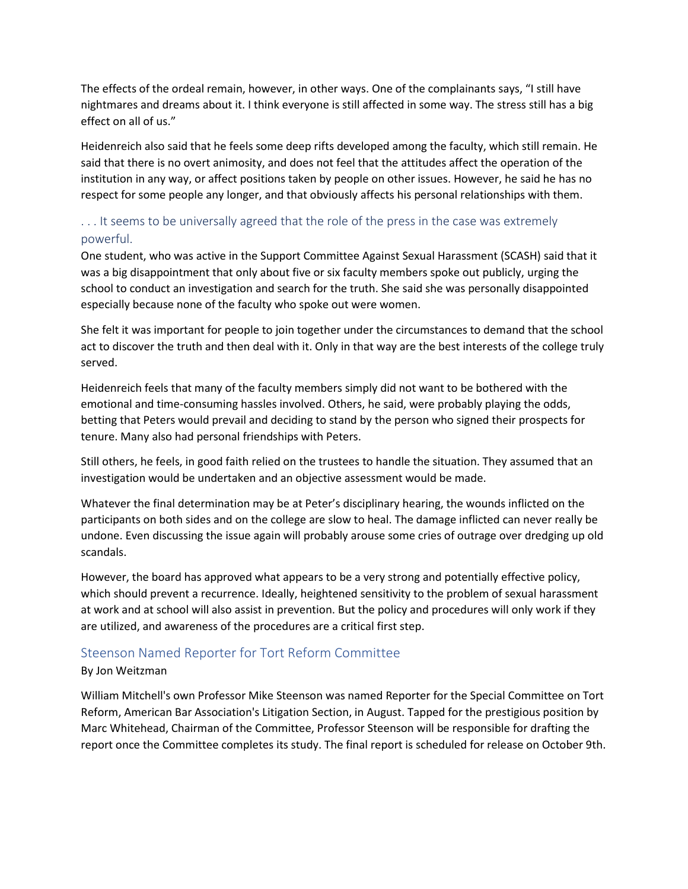The effects of the ordeal remain, however, in other ways. One of the complainants says, "I still have nightmares and dreams about it. I think everyone is still affected in some way. The stress still has a big effect on all of us."

Heidenreich also said that he feels some deep rifts developed among the faculty, which still remain. He said that there is no overt animosity, and does not feel that the attitudes affect the operation of the institution in any way, or affect positions taken by people on other issues. However, he said he has no respect for some people any longer, and that obviously affects his personal relationships with them.

### . . . It seems to be universally agreed that the role of the press in the case was extremely powerful.

One student, who was active in the Support Committee Against Sexual Harassment (SCASH) said that it was a big disappointment that only about five or six faculty members spoke out publicly, urging the school to conduct an investigation and search for the truth. She said she was personally disappointed especially because none of the faculty who spoke out were women.

She felt it was important for people to join together under the circumstances to demand that the school act to discover the truth and then deal with it. Only in that way are the best interests of the college truly served.

Heidenreich feels that many of the faculty members simply did not want to be bothered with the emotional and time-consuming hassles involved. Others, he said, were probably playing the odds, betting that Peters would prevail and deciding to stand by the person who signed their prospects for tenure. Many also had personal friendships with Peters.

Still others, he feels, in good faith relied on the trustees to handle the situation. They assumed that an investigation would be undertaken and an objective assessment would be made.

Whatever the final determination may be at Peter's disciplinary hearing, the wounds inflicted on the participants on both sides and on the college are slow to heal. The damage inflicted can never really be undone. Even discussing the issue again will probably arouse some cries of outrage over dredging up old scandals.

However, the board has approved what appears to be a very strong and potentially effective policy, which should prevent a recurrence. Ideally, heightened sensitivity to the problem of sexual harassment at work and at school will also assist in prevention. But the policy and procedures will only work if they are utilized, and awareness of the procedures are a critical first step.

## Steenson Named Reporter for Tort Reform Committee

By Jon Weitzman

William Mitchell's own Professor Mike Steenson was named Reporter for the Special Committee on Tort Reform, American Bar Association's Litigation Section, in August. Tapped for the prestigious position by Marc Whitehead, Chairman of the Committee, Professor Steenson will be responsible for drafting the report once the Committee completes its study. The final report is scheduled for release on October 9th.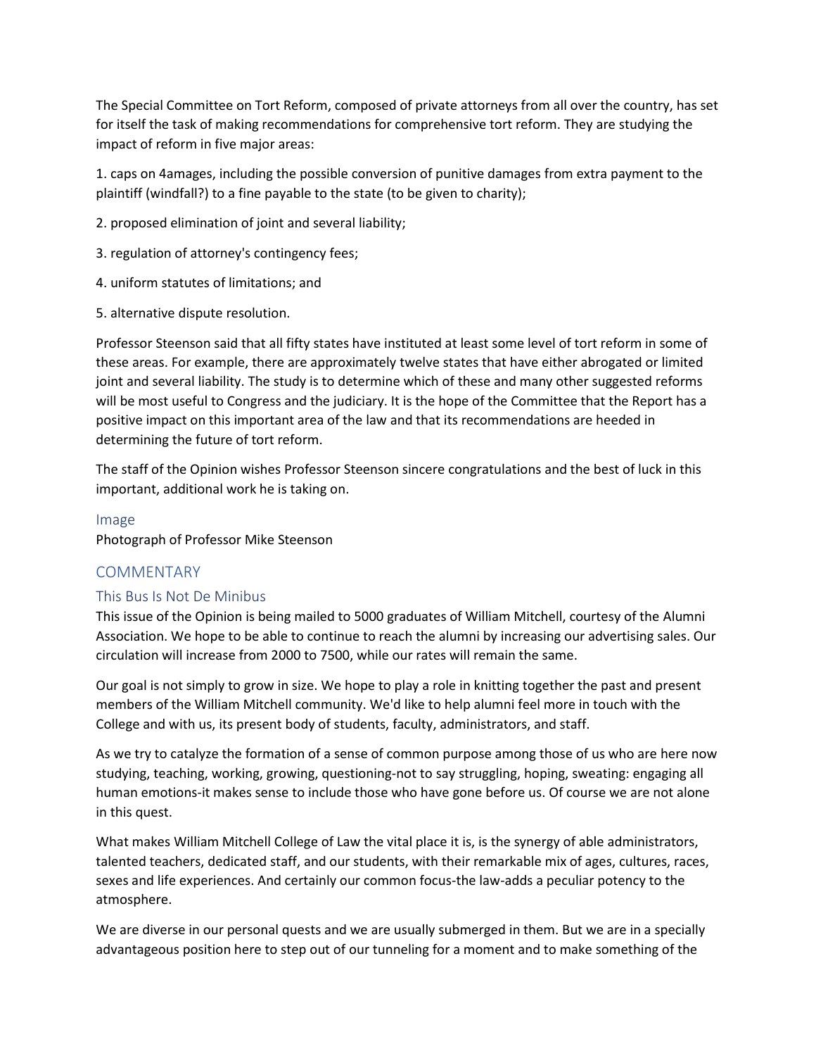The Special Committee on Tort Reform, composed of private attorneys from all over the country, has set for itself the task of making recommendations for comprehensive tort reform. They are studying the impact of reform in five major areas:

1. caps on 4amages, including the possible conversion of punitive damages from extra payment to the plaintiff (windfall?) to a fine payable to the state (to be given to charity);

2. proposed elimination of joint and several liability;

3. regulation of attorney's contingency fees;

4. uniform statutes of limitations; and

5. alternative dispute resolution.

Professor Steenson said that all fifty states have instituted at least some level of tort reform in some of these areas. For example, there are approximately twelve states that have either abrogated or limited joint and several liability. The study is to determine which of these and many other suggested reforms will be most useful to Congress and the judiciary. It is the hope of the Committee that the Report has a positive impact on this important area of the law and that its recommendations are heeded in determining the future of tort reform.

The staff of the Opinion wishes Professor Steenson sincere congratulations and the best of luck in this important, additional work he is taking on.

### Image

Photograph of Professor Mike Steenson

## COMMENTARY

### This Bus Is Not De Minibus

This issue of the Opinion is being mailed to 5000 graduates of William Mitchell, courtesy of the Alumni Association. We hope to be able to continue to reach the alumni by increasing our advertising sales. Our circulation will increase from 2000 to 7500, while our rates will remain the same.

Our goal is not simply to grow in size. We hope to play a role in knitting together the past and present members of the William Mitchell community. We'd like to help alumni feel more in touch with the College and with us, its present body of students, faculty, administrators, and staff.

As we try to catalyze the formation of a sense of common purpose among those of us who are here now studying, teaching, working, growing, questioning-not to say struggling, hoping, sweating: engaging all human emotions-it makes sense to include those who have gone before us. Of course we are not alone in this quest.

What makes William Mitchell College of Law the vital place it is, is the synergy of able administrators, talented teachers, dedicated staff, and our students, with their remarkable mix of ages, cultures, races, sexes and life experiences. And certainly our common focus-the law-adds a peculiar potency to the atmosphere.

We are diverse in our personal quests and we are usually submerged in them. But we are in a specially advantageous position here to step out of our tunneling for a moment and to make something of the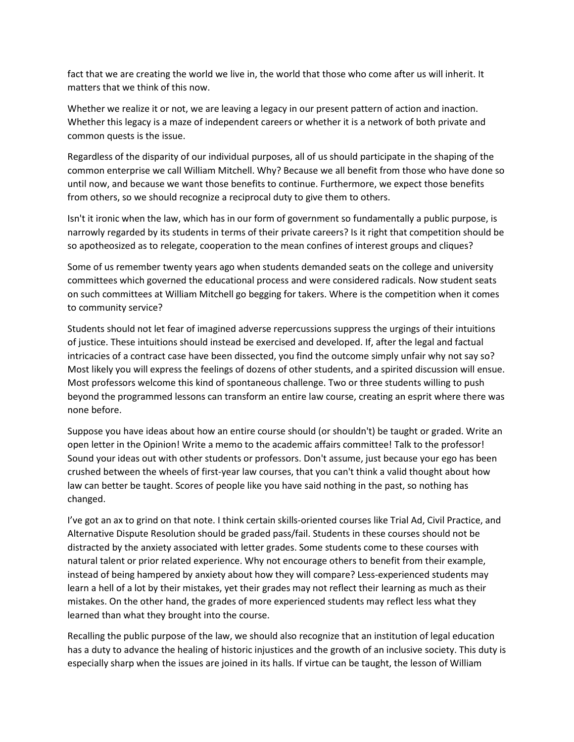fact that we are creating the world we live in, the world that those who come after us will inherit. It matters that we think of this now.

Whether we realize it or not, we are leaving a legacy in our present pattern of action and inaction. Whether this legacy is a maze of independent careers or whether it is a network of both private and common quests is the issue.

Regardless of the disparity of our individual purposes, all of us should participate in the shaping of the common enterprise we call William Mitchell. Why? Because we all benefit from those who have done so until now, and because we want those benefits to continue. Furthermore, we expect those benefits from others, so we should recognize a reciprocal duty to give them to others.

Isn't it ironic when the law, which has in our form of government so fundamentally a public purpose, is narrowly regarded by its students in terms of their private careers? Is it right that competition should be so apotheosized as to relegate, cooperation to the mean confines of interest groups and cliques?

Some of us remember twenty years ago when students demanded seats on the college and university committees which governed the educational process and were considered radicals. Now student seats on such committees at William Mitchell go begging for takers. Where is the competition when it comes to community service?

Students should not let fear of imagined adverse repercussions suppress the urgings of their intuitions of justice. These intuitions should instead be exercised and developed. If, after the legal and factual intricacies of a contract case have been dissected, you find the outcome simply unfair why not say so? Most likely you will express the feelings of dozens of other students, and a spirited discussion will ensue. Most professors welcome this kind of spontaneous challenge. Two or three students willing to push beyond the programmed lessons can transform an entire law course, creating an esprit where there was none before.

Suppose you have ideas about how an entire course should (or shouldn't) be taught or graded. Write an open letter in the Opinion! Write a memo to the academic affairs committee! Talk to the professor! Sound your ideas out with other students or professors. Don't assume, just because your ego has been crushed between the wheels of first-year law courses, that you can't think a valid thought about how law can better be taught. Scores of people like you have said nothing in the past, so nothing has changed.

I've got an ax to grind on that note. I think certain skills-oriented courses like Trial Ad, Civil Practice, and Alternative Dispute Resolution should be graded pass/fail. Students in these courses should not be distracted by the anxiety associated with letter grades. Some students come to these courses with natural talent or prior related experience. Why not encourage others to benefit from their example, instead of being hampered by anxiety about how they will compare? Less-experienced students may learn a hell of a lot by their mistakes, yet their grades may not reflect their learning as much as their mistakes. On the other hand, the grades of more experienced students may reflect less what they learned than what they brought into the course.

Recalling the public purpose of the law, we should also recognize that an institution of legal education has a duty to advance the healing of historic injustices and the growth of an inclusive society. This duty is especially sharp when the issues are joined in its halls. If virtue can be taught, the lesson of William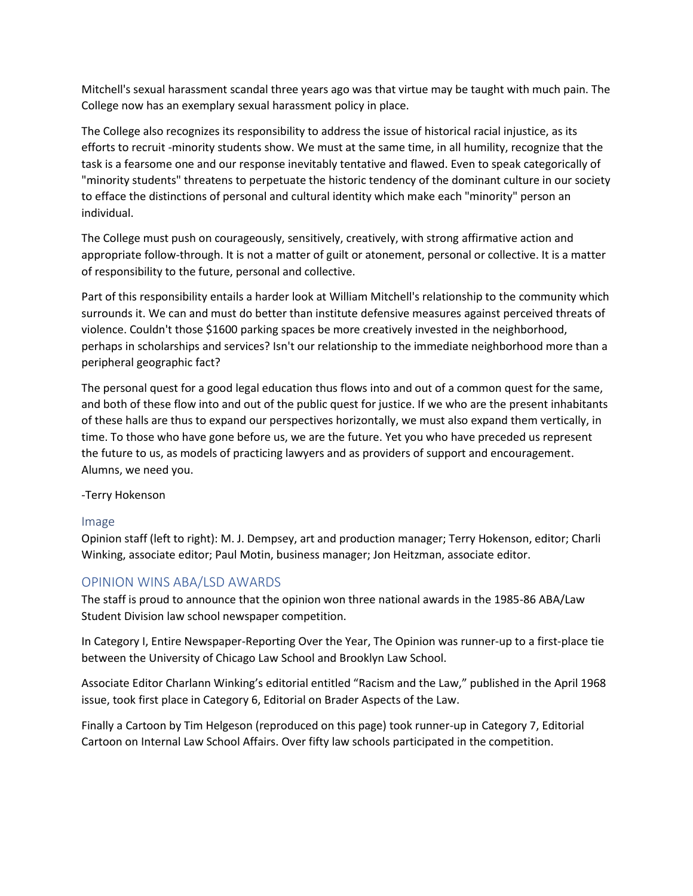Mitchell's sexual harassment scandal three years ago was that virtue may be taught with much pain. The College now has an exemplary sexual harassment policy in place.

The College also recognizes its responsibility to address the issue of historical racial injustice, as its efforts to recruit -minority students show. We must at the same time, in all humility, recognize that the task is a fearsome one and our response inevitably tentative and flawed. Even to speak categorically of "minority students" threatens to perpetuate the historic tendency of the dominant culture in our society to efface the distinctions of personal and cultural identity which make each "minority" person an individual.

The College must push on courageously, sensitively, creatively, with strong affirmative action and appropriate follow-through. It is not a matter of guilt or atonement, personal or collective. It is a matter of responsibility to the future, personal and collective.

Part of this responsibility entails a harder look at William Mitchell's relationship to the community which surrounds it. We can and must do better than institute defensive measures against perceived threats of violence. Couldn't those $1600 parking spaces be more creatively invested in the neighborhood, perhaps in scholarships and services? Isn't our relationship to the immediate neighborhood more than a peripheral geographic fact?

The personal quest for a good legal education thus flows into and out of a common quest for the same, and both of these flow into and out of the public quest for justice. If we who are the present inhabitants of these halls are thus to expand our perspectives horizontally, we must also expand them vertically, in time. To those who have gone before us, we are the future. Yet you who have preceded us represent the future to us, as models of practicing lawyers and as providers of support and encouragement. Alumns, we need you.

-Terry Hokenson

### Image

Opinion staff (left to right): M. J. Dempsey, art and production manager; Terry Hokenson, editor; Charli Winking, associate editor; Paul Motin, business manager; Jon Heitzman, associate editor.

## OPINION WINS ABA/LSD AWARDS

The staff is proud to announce that the opinion won three national awards in the 1985-86 ABA/Law Student Division law school newspaper competition.

In Category I, Entire Newspaper-Reporting Over the Year, The Opinion was runner-up to a first-place tie between the University of Chicago Law School and Brooklyn Law School.

Associate Editor Charlann Winking's editorial entitled "Racism and the Law," published in the April 1968 issue, took first place in Category 6, Editorial on Brader Aspects of the Law.

Finally a Cartoon by Tim Helgeson (reproduced on this page) took runner-up in Category 7, Editorial Cartoon on Internal Law School Affairs. Over fifty law schools participated in the competition.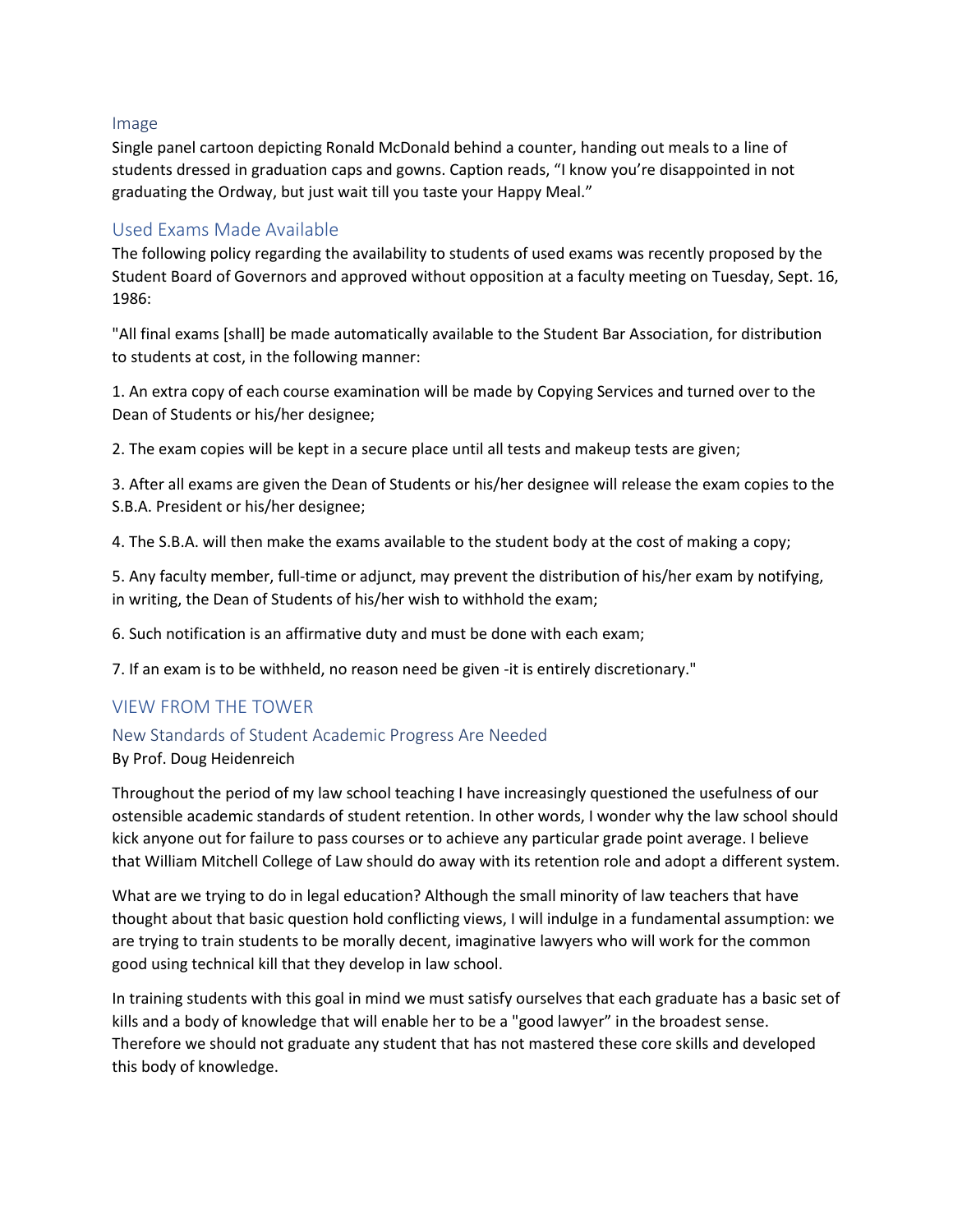## Image

Single panel cartoon depicting Ronald McDonald behind a counter, handing out meals to a line of students dressed in graduation caps and gowns. Caption reads, "I know you're disappointed in not graduating the Ordway, but just wait till you taste your Happy Meal."

## Used Exams Made Available

The following policy regarding the availability to students of used exams was recently proposed by the Student Board of Governors and approved without opposition at a faculty meeting on Tuesday, Sept. 16, 1986:

"All final exams [shall] be made automatically available to the Student Bar Association, for distribution to students at cost, in the following manner:

1. An extra copy of each course examination will be made by Copying Services and turned over to the Dean of Students or his/her designee;

2. The exam copies will be kept in a secure place until all tests and makeup tests are given;

3. After all exams are given the Dean of Students or his/her designee will release the exam copies to the S.B.A. President or his/her designee;

4. The S.B.A. will then make the exams available to the student body at the cost of making a copy;

5. Any faculty member, full-time or adjunct, may prevent the distribution of his/her exam by notifying, in writing, the Dean of Students of his/her wish to withhold the exam;

6. Such notification is an affirmative duty and must be done with each exam;

7. If an exam is to be withheld, no reason need be given -it is entirely discretionary."

## VIEW FROM THE TOWER

### New Standards of Student Academic Progress Are Needed

By Prof. Doug Heidenreich

Throughout the period of my law school teaching I have increasingly questioned the usefulness of our ostensible academic standards of student retention. In other words, I wonder why the law school should kick anyone out for failure to pass courses or to achieve any particular grade point average. I believe that William Mitchell College of Law should do away with its retention role and adopt a different system.

What are we trying to do in legal education? Although the small minority of law teachers that have thought about that basic question hold conflicting views, I will indulge in a fundamental assumption: we are trying to train students to be morally decent, imaginative lawyers who will work for the common good using technical kill that they develop in law school.

In training students with this goal in mind we must satisfy ourselves that each graduate has a basic set of kills and a body of knowledge that will enable her to be a "good lawyer" in the broadest sense. Therefore we should not graduate any student that has not mastered these core skills and developed this body of knowledge.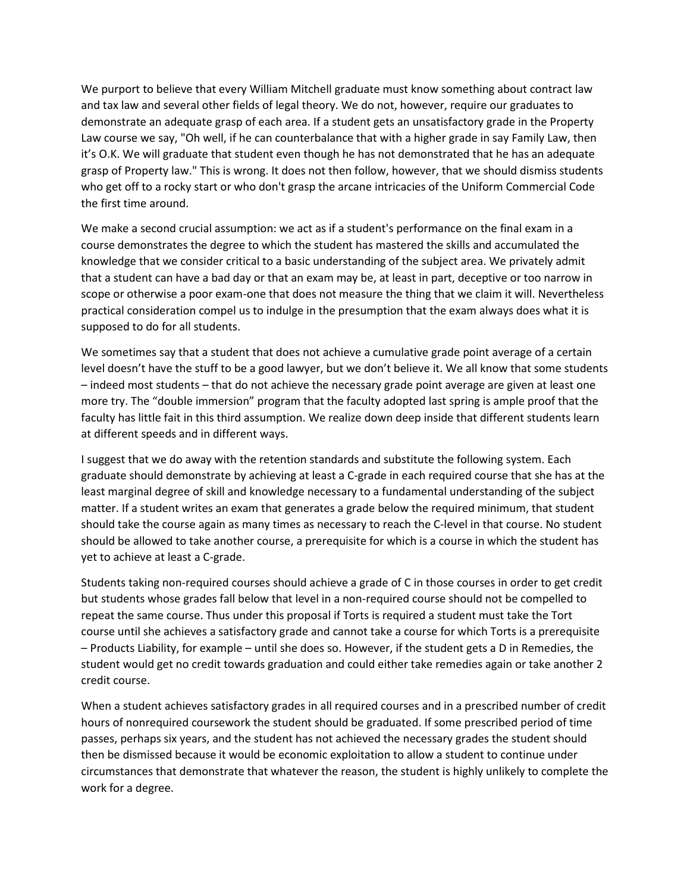We purport to believe that every William Mitchell graduate must know something about contract law and tax law and several other fields of legal theory. We do not, however, require our graduates to demonstrate an adequate grasp of each area. If a student gets an unsatisfactory grade in the Property Law course we say, "Oh well, if he can counterbalance that with a higher grade in say Family Law, then it's O.K. We will graduate that student even though he has not demonstrated that he has an adequate grasp of Property law." This is wrong. It does not then follow, however, that we should dismiss students who get off to a rocky start or who don't grasp the arcane intricacies of the Uniform Commercial Code the first time around.

We make a second crucial assumption: we act as if a student's performance on the final exam in a course demonstrates the degree to which the student has mastered the skills and accumulated the knowledge that we consider critical to a basic understanding of the subject area. We privately admit that a student can have a bad day or that an exam may be, at least in part, deceptive or too narrow in scope or otherwise a poor exam-one that does not measure the thing that we claim it will. Nevertheless practical consideration compel us to indulge in the presumption that the exam always does what it is supposed to do for all students.

We sometimes say that a student that does not achieve a cumulative grade point average of a certain level doesn't have the stuff to be a good lawyer, but we don't believe it. We all know that some students – indeed most students – that do not achieve the necessary grade point average are given at least one more try. The "double immersion" program that the faculty adopted last spring is ample proof that the faculty has little fait in this third assumption. We realize down deep inside that different students learn at different speeds and in different ways.

I suggest that we do away with the retention standards and substitute the following system. Each graduate should demonstrate by achieving at least a C-grade in each required course that she has at the least marginal degree of skill and knowledge necessary to a fundamental understanding of the subject matter. If a student writes an exam that generates a grade below the required minimum, that student should take the course again as many times as necessary to reach the C-level in that course. No student should be allowed to take another course, a prerequisite for which is a course in which the student has yet to achieve at least a C-grade.

Students taking non-required courses should achieve a grade of C in those courses in order to get credit but students whose grades fall below that level in a non-required course should not be compelled to repeat the same course. Thus under this proposal if Torts is required a student must take the Tort course until she achieves a satisfactory grade and cannot take a course for which Torts is a prerequisite – Products Liability, for example – until she does so. However, if the student gets a D in Remedies, the student would get no credit towards graduation and could either take remedies again or take another 2 credit course.

When a student achieves satisfactory grades in all required courses and in a prescribed number of credit hours of nonrequired coursework the student should be graduated. If some prescribed period of time passes, perhaps six years, and the student has not achieved the necessary grades the student should then be dismissed because it would be economic exploitation to allow a student to continue under circumstances that demonstrate that whatever the reason, the student is highly unlikely to complete the work for a degree.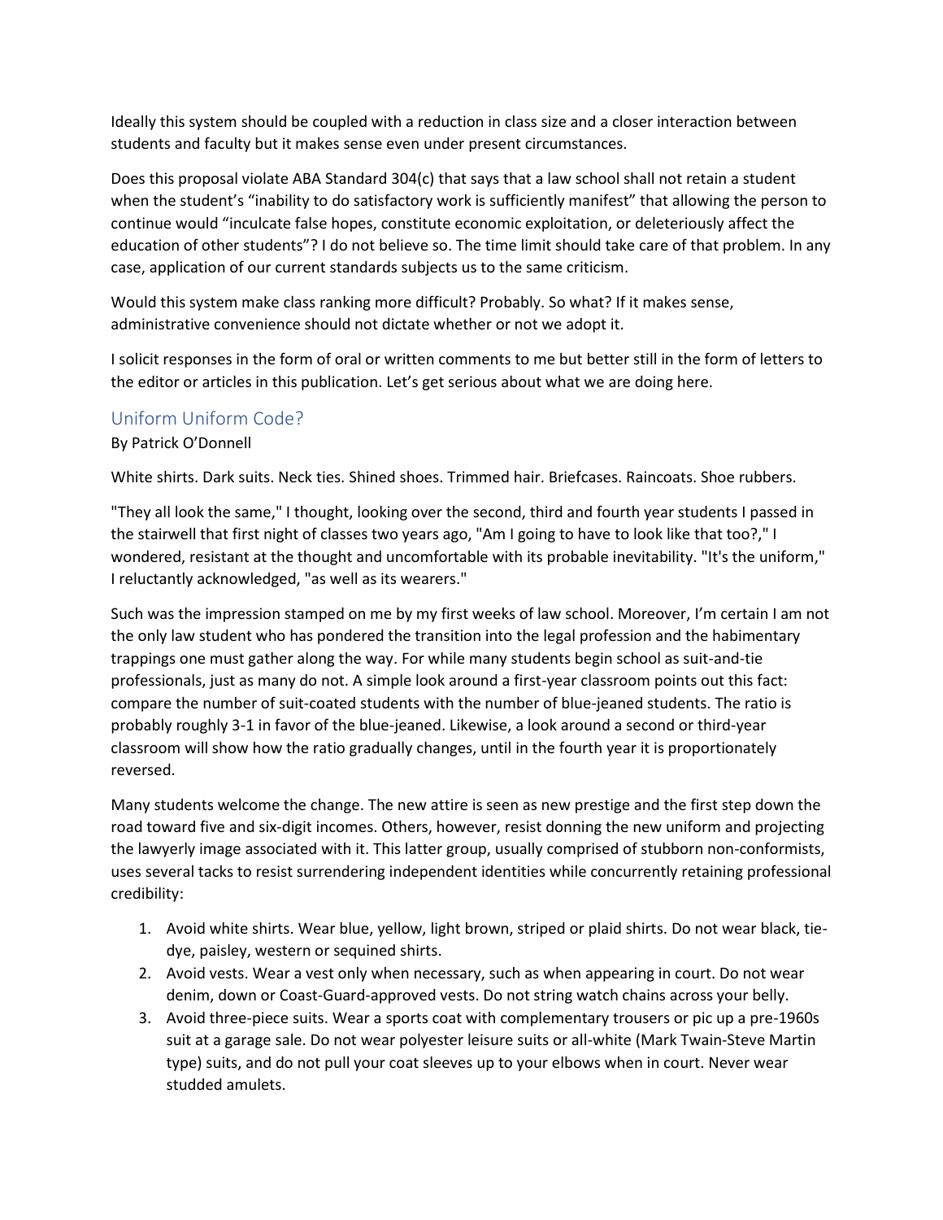Ideally this system should be coupled with a reduction in class size and a closer interaction between students and faculty but it makes sense even under present circumstances.

Does this proposal violate ABA Standard 304(c) that says that a law school shall not retain a student when the student's "inability to do satisfactory work is sufficiently manifest" that allowing the person to continue would "inculcate false hopes, constitute economic exploitation, or deleteriously affect the education of other students"? I do not believe so. The time limit should take care of that problem. In any case, application of our current standards subjects us to the same criticism.

Would this system make class ranking more difficult? Probably. So what? If it makes sense, administrative convenience should not dictate whether or not we adopt it.

I solicit responses in the form of oral or written comments to me but better still in the form of letters to the editor or articles in this publication. Let's get serious about what we are doing here.

## Uniform Uniform Code?

By Patrick O'Donnell

White shirts. Dark suits. Neck ties. Shined shoes. Trimmed hair. Briefcases. Raincoats. Shoe rubbers.

"They all look the same," I thought, looking over the second, third and fourth year students I passed in the stairwell that first night of classes two years ago, "Am I going to have to look like that too?," I wondered, resistant at the thought and uncomfortable with its probable inevitability. "It's the uniform," I reluctantly acknowledged, "as well as its wearers."

Such was the impression stamped on me by my first weeks of law school. Moreover, I'm certain I am not the only law student who has pondered the transition into the legal profession and the habimentary trappings one must gather along the way. For while many students begin school as suit-and-tie professionals, just as many do not. A simple look around a first-year classroom points out this fact: compare the number of suit-coated students with the number of blue-jeaned students. The ratio is probably roughly 3-1 in favor of the blue-jeaned. Likewise, a look around a second or third-year classroom will show how the ratio gradually changes, until in the fourth year it is proportionately reversed.

Many students welcome the change. The new attire is seen as new prestige and the first step down the road toward five and six-digit incomes. Others, however, resist donning the new uniform and projecting the lawyerly image associated with it. This latter group, usually comprised of stubborn non-conformists, uses several tacks to resist surrendering independent identities while concurrently retaining professional credibility:

1. Avoid white shirts. Wear blue, yellow, light brown, striped or plaid shirts. Do not wear black, tie-dye, paisley, western or sequined shirts.
2. Avoid vests. Wear a vest only when necessary, such as when appearing in court. Do not wear denim, down or Coast-Guard-approved vests. Do not string watch chains across your belly.
3. Avoid three-piece suits. Wear a sports coat with complementary trousers or pic up a pre-1960s suit at a garage sale. Do not wear polyester leisure suits or all-white (Mark Twain-Steve Martin type) suits, and do not pull your coat sleeves up to your elbows when in court. Never wear studded amulets.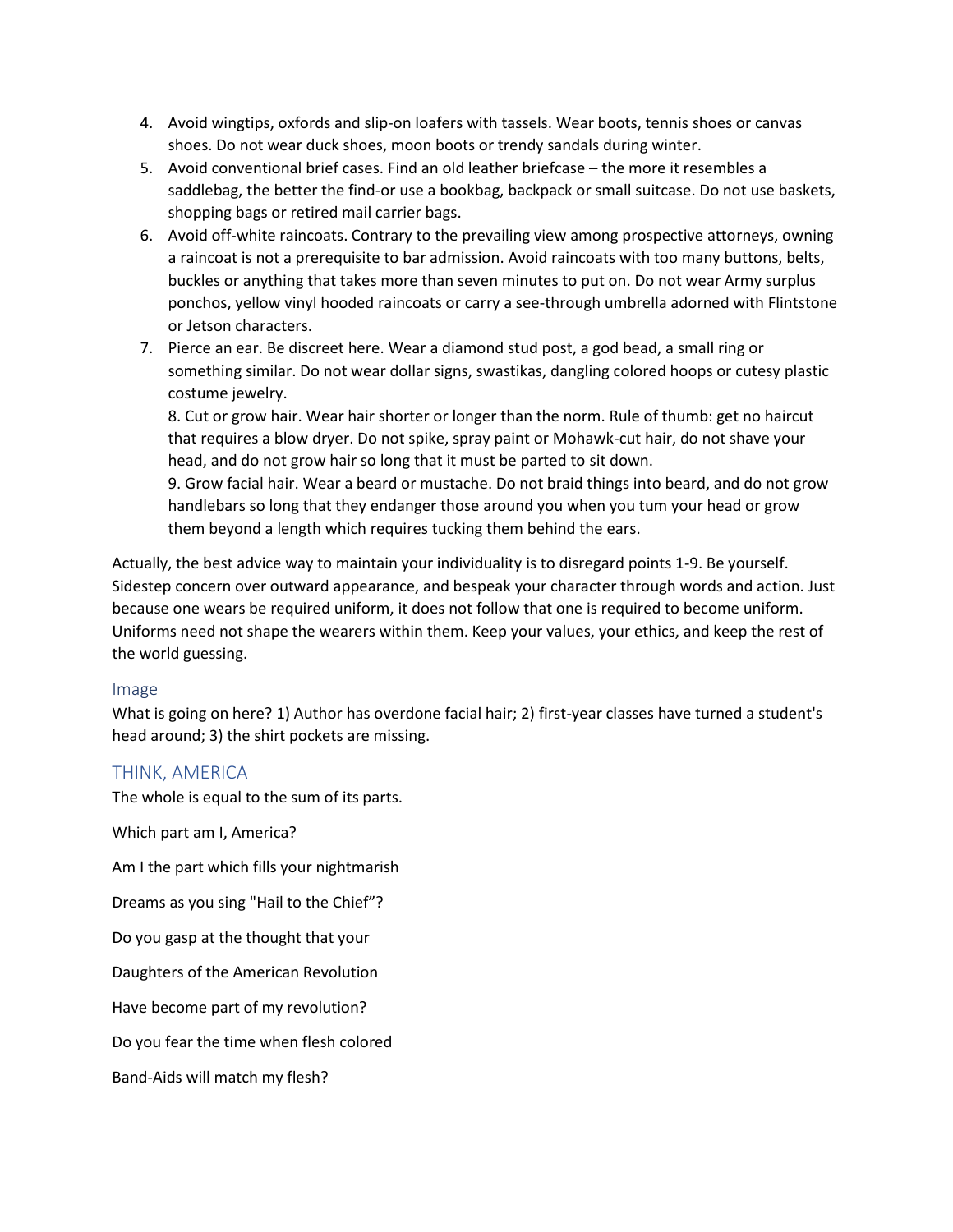4. Avoid wingtips, oxfords and slip-on loafers with tassels. Wear boots, tennis shoes or canvas shoes. Do not wear duck shoes, moon boots or trendy sandals during winter.
5. Avoid conventional brief cases. Find an old leather briefcase – the more it resembles a saddlebag, the better the find-or use a bookbag, backpack or small suitcase. Do not use baskets, shopping bags or retired mail carrier bags.
6. Avoid off-white raincoats. Contrary to the prevailing view among prospective attorneys, owning a raincoat is not a prerequisite to bar admission. Avoid raincoats with too many buttons, belts, buckles or anything that takes more than seven minutes to put on. Do not wear Army surplus ponchos, yellow vinyl hooded raincoats or carry a see-through umbrella adorned with Flintstone or Jetson characters.
7. Pierce an ear. Be discreet here. Wear a diamond stud post, a god bead, a small ring or something similar. Do not wear dollar signs, swastikas, dangling colored hoops or cutesy plastic costume jewelry.
   8. Cut or grow hair. Wear hair shorter or longer than the norm. Rule of thumb: get no haircut that requires a blow dryer. Do not spike, spray paint or Mohawk-cut hair, do not shave your head, and do not grow hair so long that it must be parted to sit down.
   9. Grow facial hair. Wear a beard or mustache. Do not braid things into beard, and do not grow handlebars so long that they endanger those around you when you tum your head or grow them beyond a length which requires tucking them behind the ears.

Actually, the best advice way to maintain your individuality is to disregard points 1-9. Be yourself. Sidestep concern over outward appearance, and bespeak your character through words and action. Just because one wears be required uniform, it does not follow that one is required to become uniform. Uniforms need not shape the wearers within them. Keep your values, your ethics, and keep the rest of the world guessing.

### Image

What is going on here? 1) Author has overdone facial hair; 2) first-year classes have turned a student's head around; 3) the shirt pockets are missing.

## THINK, AMERICA

The whole is equal to the sum of its parts.

Which part am I, America?

Am I the part which fills your nightmarish

Dreams as you sing "Hail to the Chief"?

Do you gasp at the thought that your

Daughters of the American Revolution

Have become part of my revolution?

Do you fear the time when flesh colored

Band-Aids will match my flesh?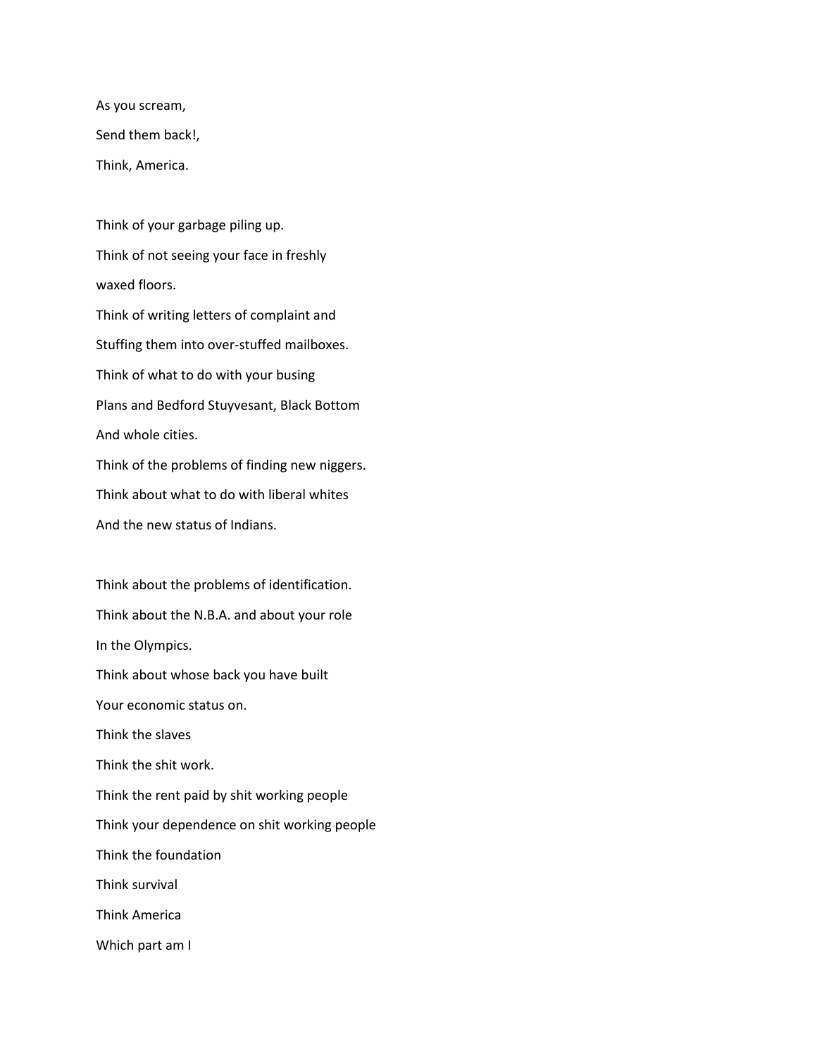As you scream,  
Send them back!,  
Think, America.

Think of your garbage piling up.  
Think of not seeing your face in freshly  
waxed floors.  
Think of writing letters of complaint and  
Stuffing them into over-stuffed mailboxes.  
Think of what to do with your busing  
Plans and Bedford Stuyvesant, Black Bottom  
And whole cities.  
Think of the problems of finding new niggers.  
Think about what to do with liberal whites  
And the new status of Indians.

Think about the problems of identification.  
Think about the N.B.A. and about your role  
In the Olympics.  
Think about whose back you have built  
Your economic status on.  
Think the slaves  
Think the shit work.  
Think the rent paid by shit working people  
Think your dependence on shit working people  
Think the foundation  
Think survival  
Think America  
Which part am I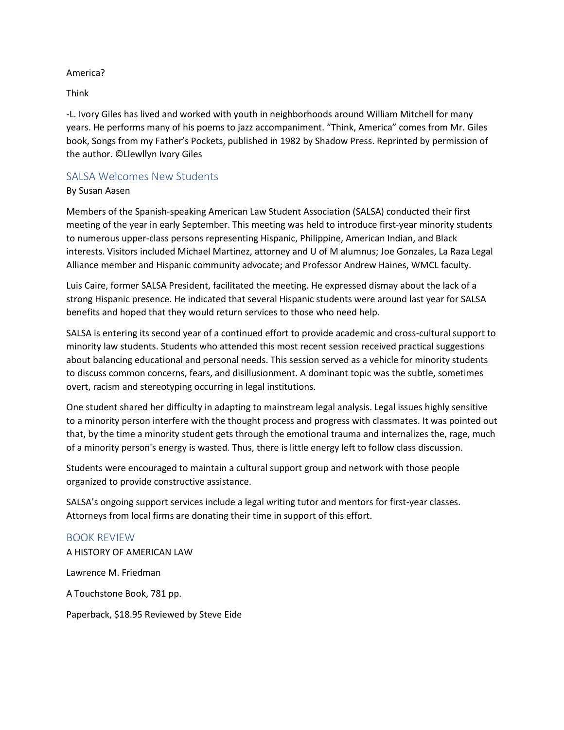America?

Think

-L. Ivory Giles has lived and worked with youth in neighborhoods around William Mitchell for many years. He performs many of his poems to jazz accompaniment. “Think, America” comes from Mr. Giles book, Songs from my Father’s Pockets, published in 1982 by Shadow Press. Reprinted by permission of the author. ©Llewllyn Ivory Giles

## SALSA Welcomes New Students

By Susan Aasen

Members of the Spanish-speaking American Law Student Association (SALSA) conducted their first meeting of the year in early September. This meeting was held to introduce first-year minority students to numerous upper-class persons representing Hispanic, Philippine, American Indian, and Black interests. Visitors included Michael Martinez, attorney and U of M alumnus; Joe Gonzales, La Raza Legal Alliance member and Hispanic community advocate; and Professor Andrew Haines, WMCL faculty.

Luis Caire, former SALSA President, facilitated the meeting. He expressed dismay about the lack of a strong Hispanic presence. He indicated that several Hispanic students were around last year for SALSA benefits and hoped that they would return services to those who need help.

SALSA is entering its second year of a continued effort to provide academic and cross-cultural support to minority law students. Students who attended this most recent session received practical suggestions about balancing educational and personal needs. This session served as a vehicle for minority students to discuss common concerns, fears, and disillusionment. A dominant topic was the subtle, sometimes overt, racism and stereotyping occurring in legal institutions.

One student shared her difficulty in adapting to mainstream legal analysis. Legal issues highly sensitive to a minority person interfere with the thought process and progress with classmates. It was pointed out that, by the time a minority student gets through the emotional trauma and internalizes the, rage, much of a minority person's energy is wasted. Thus, there is little energy left to follow class discussion.

Students were encouraged to maintain a cultural support group and network with those people organized to provide constructive assistance.

SALSA’s ongoing support services include a legal writing tutor and mentors for first-year classes. Attorneys from local firms are donating their time in support of this effort.

## BOOK REVIEW

A HISTORY OF AMERICAN LAW

Lawrence M. Friedman

A Touchstone Book, 781 pp.

Paperback, $18.95 Reviewed by Steve Eide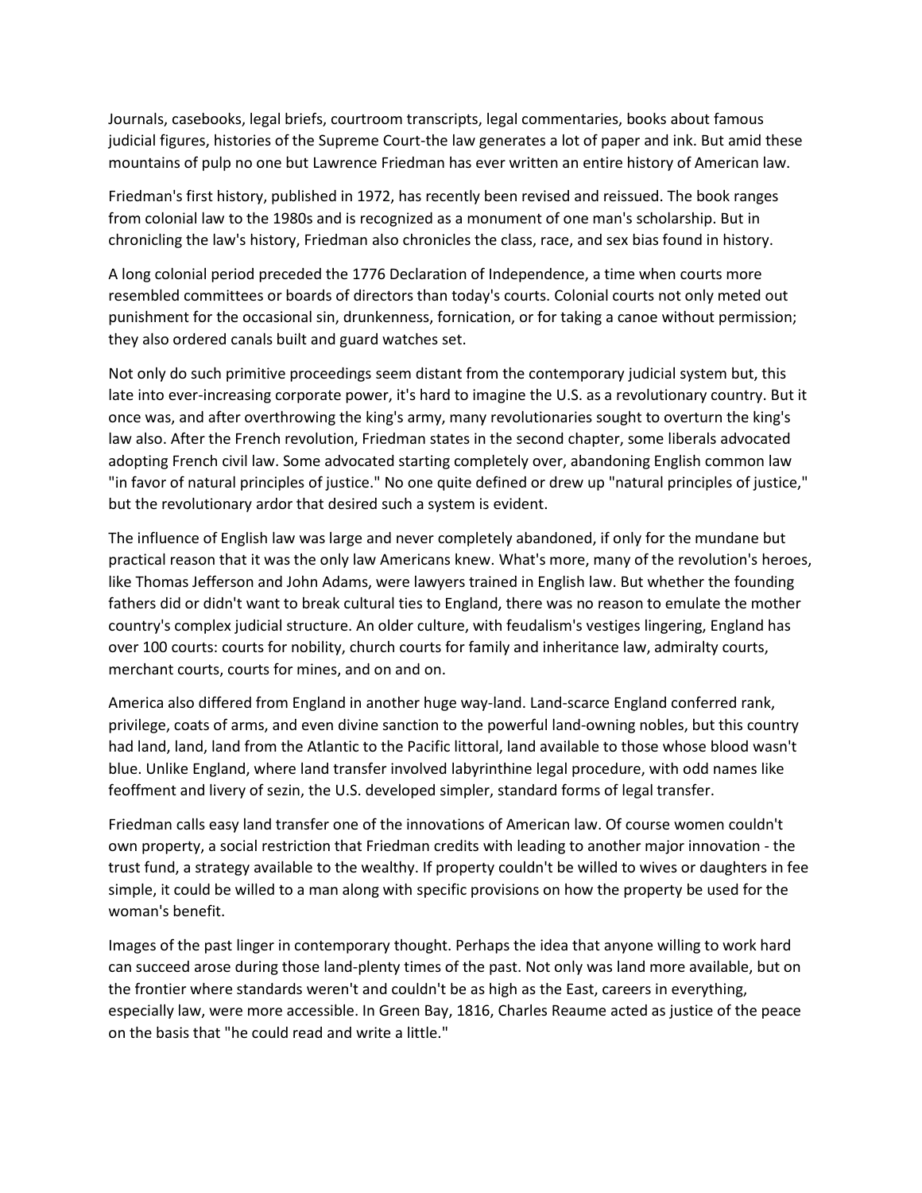Journals, casebooks, legal briefs, courtroom transcripts, legal commentaries, books about famous judicial figures, histories of the Supreme Court-the law generates a lot of paper and ink. But amid these mountains of pulp no one but Lawrence Friedman has ever written an entire history of American law.

Friedman's first history, published in 1972, has recently been revised and reissued. The book ranges from colonial law to the 1980s and is recognized as a monument of one man's scholarship. But in chronicling the law's history, Friedman also chronicles the class, race, and sex bias found in history.

A long colonial period preceded the 1776 Declaration of Independence, a time when courts more resembled committees or boards of directors than today's courts. Colonial courts not only meted out punishment for the occasional sin, drunkenness, fornication, or for taking a canoe without permission; they also ordered canals built and guard watches set.

Not only do such primitive proceedings seem distant from the contemporary judicial system but, this late into ever-increasing corporate power, it's hard to imagine the U.S. as a revolutionary country. But it once was, and after overthrowing the king's army, many revolutionaries sought to overturn the king's law also. After the French revolution, Friedman states in the second chapter, some liberals advocated adopting French civil law. Some advocated starting completely over, abandoning English common law "in favor of natural principles of justice." No one quite defined or drew up "natural principles of justice," but the revolutionary ardor that desired such a system is evident.

The influence of English law was large and never completely abandoned, if only for the mundane but practical reason that it was the only law Americans knew. What's more, many of the revolution's heroes, like Thomas Jefferson and John Adams, were lawyers trained in English law. But whether the founding fathers did or didn't want to break cultural ties to England, there was no reason to emulate the mother country's complex judicial structure. An older culture, with feudalism's vestiges lingering, England has over 100 courts: courts for nobility, church courts for family and inheritance law, admiralty courts, merchant courts, courts for mines, and on and on.

America also differed from England in another huge way-land. Land-scarce England conferred rank, privilege, coats of arms, and even divine sanction to the powerful land-owning nobles, but this country had land, land, land from the Atlantic to the Pacific littoral, land available to those whose blood wasn't blue. Unlike England, where land transfer involved labyrinthine legal procedure, with odd names like feoffment and livery of sezin, the U.S. developed simpler, standard forms of legal transfer.

Friedman calls easy land transfer one of the innovations of American law. Of course women couldn't own property, a social restriction that Friedman credits with leading to another major innovation - the trust fund, a strategy available to the wealthy. If property couldn't be willed to wives or daughters in fee simple, it could be willed to a man along with specific provisions on how the property be used for the woman's benefit.

Images of the past linger in contemporary thought. Perhaps the idea that anyone willing to work hard can succeed arose during those land-plenty times of the past. Not only was land more available, but on the frontier where standards weren't and couldn't be as high as the East, careers in everything, especially law, were more accessible. In Green Bay, 1816, Charles Reaume acted as justice of the peace on the basis that "he could read and write a little."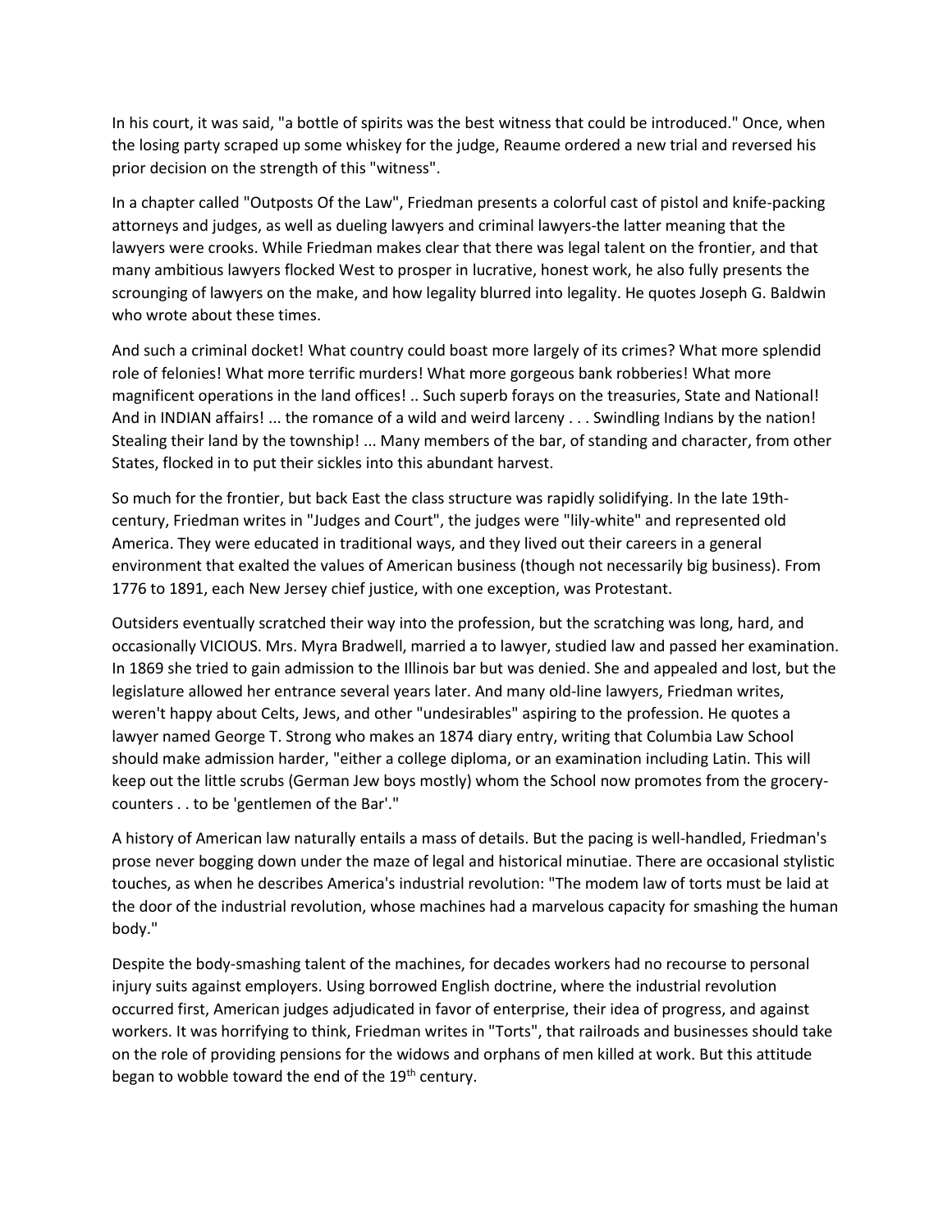In his court, it was said, "a bottle of spirits was the best witness that could be introduced." Once, when the losing party scraped up some whiskey for the judge, Reaume ordered a new trial and reversed his prior decision on the strength of this "witness".

In a chapter called "Outposts Of the Law", Friedman presents a colorful cast of pistol and knife-packing attorneys and judges, as well as dueling lawyers and criminal lawyers-the latter meaning that the lawyers were crooks. While Friedman makes clear that there was legal talent on the frontier, and that many ambitious lawyers flocked West to prosper in lucrative, honest work, he also fully presents the scrounging of lawyers on the make, and how legality blurred into legality. He quotes Joseph G. Baldwin who wrote about these times.

And such a criminal docket! What country could boast more largely of its crimes? What more splendid role of felonies! What more terrific murders! What more gorgeous bank robberies! What more magnificent operations in the land offices! .. Such superb forays on the treasuries, State and National! And in INDIAN affairs! ... the romance of a wild and weird larceny . . . Swindling Indians by the nation! Stealing their land by the township! ... Many members of the bar, of standing and character, from other States, flocked in to put their sickles into this abundant harvest.

So much for the frontier, but back East the class structure was rapidly solidifying. In the late 19th-century, Friedman writes in "Judges and Court", the judges were "lily-white" and represented old America. They were educated in traditional ways, and they lived out their careers in a general environment that exalted the values of American business (though not necessarily big business). From 1776 to 1891, each New Jersey chief justice, with one exception, was Protestant.

Outsiders eventually scratched their way into the profession, but the scratching was long, hard, and occasionally VICIOUS. Mrs. Myra Bradwell, married a to lawyer, studied law and passed her examination. In 1869 she tried to gain admission to the Illinois bar but was denied. She and appealed and lost, but the legislature allowed her entrance several years later. And many old-line lawyers, Friedman writes, weren't happy about Celts, Jews, and other "undesirables" aspiring to the profession. He quotes a lawyer named George T. Strong who makes an 1874 diary entry, writing that Columbia Law School should make admission harder, "either a college diploma, or an examination including Latin. This will keep out the little scrubs (German Jew boys mostly) whom the School now promotes from the grocery-counters . . to be 'gentlemen of the Bar'."

A history of American law naturally entails a mass of details. But the pacing is well-handled, Friedman's prose never bogging down under the maze of legal and historical minutiae. There are occasional stylistic touches, as when he describes America's industrial revolution: "The modem law of torts must be laid at the door of the industrial revolution, whose machines had a marvelous capacity for smashing the human body."

Despite the body-smashing talent of the machines, for decades workers had no recourse to personal injury suits against employers. Using borrowed English doctrine, where the industrial revolution occurred first, American judges adjudicated in favor of enterprise, their idea of progress, and against workers. It was horrifying to think, Friedman writes in "Torts", that railroads and businesses should take on the role of providing pensions for the widows and orphans of men killed at work. But this attitude began to wobble toward the end of the 19th century.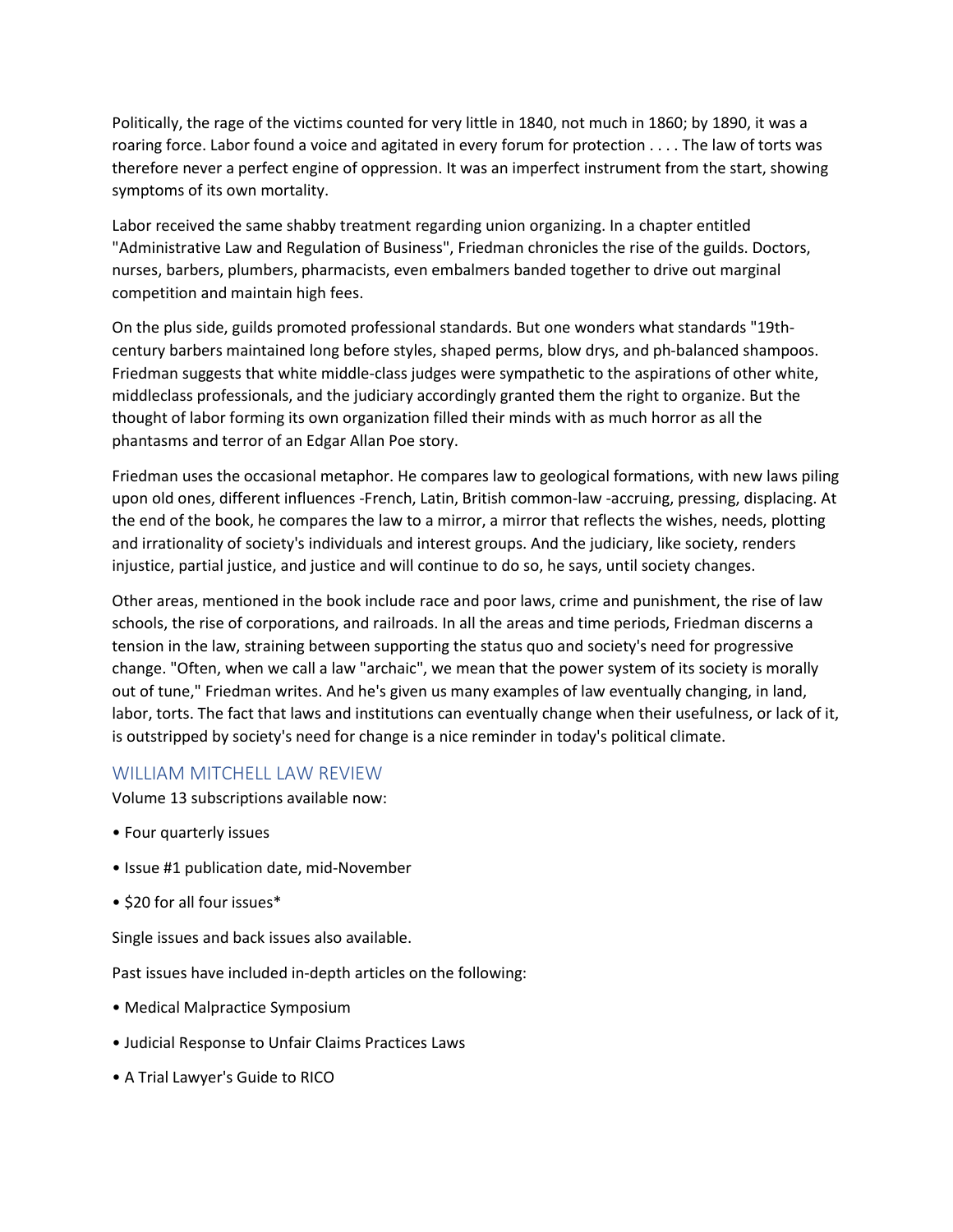Politically, the rage of the victims counted for very little in 1840, not much in 1860; by 1890, it was a roaring force. Labor found a voice and agitated in every forum for protection . . . . The law of torts was therefore never a perfect engine of oppression. It was an imperfect instrument from the start, showing symptoms of its own mortality.

Labor received the same shabby treatment regarding union organizing. In a chapter entitled "Administrative Law and Regulation of Business", Friedman chronicles the rise of the guilds. Doctors, nurses, barbers, plumbers, pharmacists, even embalmers banded together to drive out marginal competition and maintain high fees.

On the plus side, guilds promoted professional standards. But one wonders what standards "19th-century barbers maintained long before styles, shaped perms, blow drys, and ph-balanced shampoos. Friedman suggests that white middle-class judges were sympathetic to the aspirations of other white, middleclass professionals, and the judiciary accordingly granted them the right to organize. But the thought of labor forming its own organization filled their minds with as much horror as all the phantasms and terror of an Edgar Allan Poe story.

Friedman uses the occasional metaphor. He compares law to geological formations, with new laws piling upon old ones, different influences -French, Latin, British common-law -accruing, pressing, displacing. At the end of the book, he compares the law to a mirror, a mirror that reflects the wishes, needs, plotting and irrationality of society's individuals and interest groups. And the judiciary, like society, renders injustice, partial justice, and justice and will continue to do so, he says, until society changes.

Other areas, mentioned in the book include race and poor laws, crime and punishment, the rise of law schools, the rise of corporations, and railroads. In all the areas and time periods, Friedman discerns a tension in the law, straining between supporting the status quo and society's need for progressive change. "Often, when we call a law "archaic", we mean that the power system of its society is morally out of tune," Friedman writes. And he's given us many examples of law eventually changing, in land, labor, torts. The fact that laws and institutions can eventually change when their usefulness, or lack of it, is outstripped by society's need for change is a nice reminder in today's political climate.

## WILLIAM MITCHELL LAW REVIEW

Volume 13 subscriptions available now:

- Four quarterly issues
- Issue #1 publication date, mid-November
- $20 for all four issues*

Single issues and back issues also available.

Past issues have included in-depth articles on the following:

- Medical Malpractice Symposium
- Judicial Response to Unfair Claims Practices Laws
- A Trial Lawyer's Guide to RICO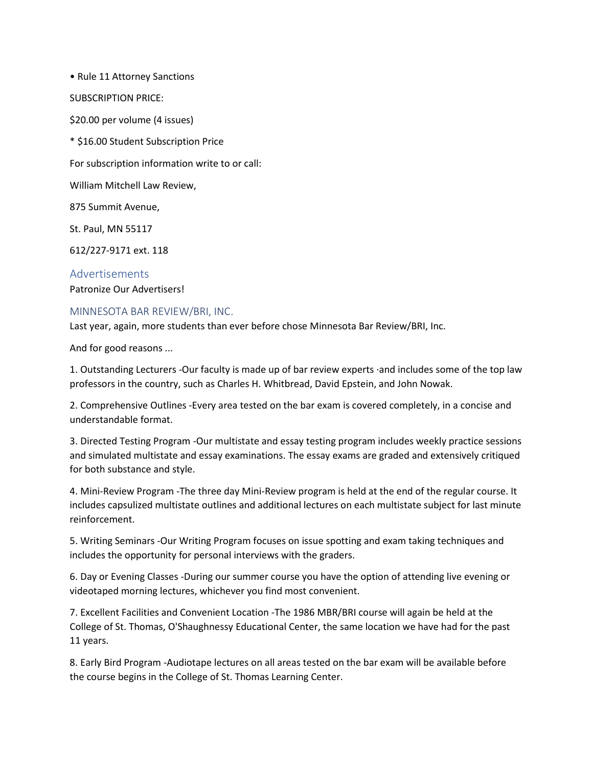• Rule 11 Attorney Sanctions

SUBSCRIPTION PRICE:

$20.00 per volume (4 issues)

* $16.00 Student Subscription Price

For subscription information write to or call:

William Mitchell Law Review,

875 Summit Avenue,

St. Paul, MN 55117

612/227-9171 ext. 118

## Advertisements

Patronize Our Advertisers!

### MINNESOTA BAR REVIEW/BRI, INC.

Last year, again, more students than ever before chose Minnesota Bar Review/BRI, Inc.

And for good reasons ...

1. Outstanding Lecturers -Our faculty is made up of bar review experts ·and includes some of the top law professors in the country, such as Charles H. Whitbread, David Epstein, and John Nowak.

2. Comprehensive Outlines -Every area tested on the bar exam is covered completely, in a concise and understandable format.

3. Directed Testing Program -Our multistate and essay testing program includes weekly practice sessions and simulated multistate and essay examinations. The essay exams are graded and extensively critiqued for both substance and style.

4. Mini-Review Program -The three day Mini-Review program is held at the end of the regular course. It includes capsulized multistate outlines and additional lectures on each multistate subject for last minute reinforcement.

5. Writing Seminars -Our Writing Program focuses on issue spotting and exam taking techniques and includes the opportunity for personal interviews with the graders.

6. Day or Evening Classes -During our summer course you have the option of attending live evening or videotaped morning lectures, whichever you find most convenient.

7. Excellent Facilities and Convenient Location -The 1986 MBR/BRI course will again be held at the College of St. Thomas, O'Shaughnessy Educational Center, the same location we have had for the past 11 years.

8. Early Bird Program -Audiotape lectures on all areas tested on the bar exam will be available before the course begins in the College of St. Thomas Learning Center.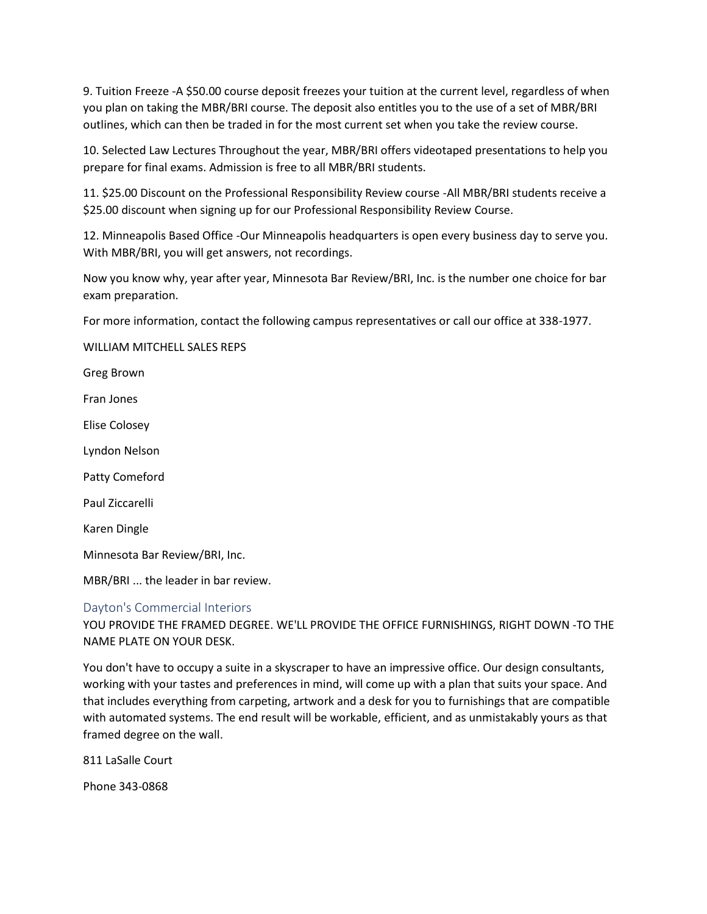9. Tuition Freeze -A $50.00 course deposit freezes your tuition at the current level, regardless of when you plan on taking the MBR/BRI course. The deposit also entitles you to the use of a set of MBR/BRI outlines, which can then be traded in for the most current set when you take the review course.

10. Selected Law Lectures Throughout the year, MBR/BRI offers videotaped presentations to help you prepare for final exams. Admission is free to all MBR/BRI students.

11. $25.00 Discount on the Professional Responsibility Review course -All MBR/BRI students receive a $25.00 discount when signing up for our Professional Responsibility Review Course.

12. Minneapolis Based Office -Our Minneapolis headquarters is open every business day to serve you. With MBR/BRI, you will get answers, not recordings.

Now you know why, year after year, Minnesota Bar Review/BRI, Inc. is the number one choice for bar exam preparation.

For more information, contact the following campus representatives or call our office at 338-1977.

WILLIAM MITCHELL SALES REPS

Greg Brown

Fran Jones

Elise Colosey

Lyndon Nelson

Patty Comeford

Paul Ziccarelli

Karen Dingle

Minnesota Bar Review/BRI, Inc.

MBR/BRI ... the leader in bar review.

## Dayton's Commercial Interiors

YOU PROVIDE THE FRAMED DEGREE. WE'LL PROVIDE THE OFFICE FURNISHINGS, RIGHT DOWN -TO THE NAME PLATE ON YOUR DESK.

You don't have to occupy a suite in a skyscraper to have an impressive office. Our design consultants, working with your tastes and preferences in mind, will come up with a plan that suits your space. And that includes everything from carpeting, artwork and a desk for you to furnishings that are compatible with automated systems. The end result will be workable, efficient, and as unmistakably yours as that framed degree on the wall.

811 LaSalle Court

Phone 343-0868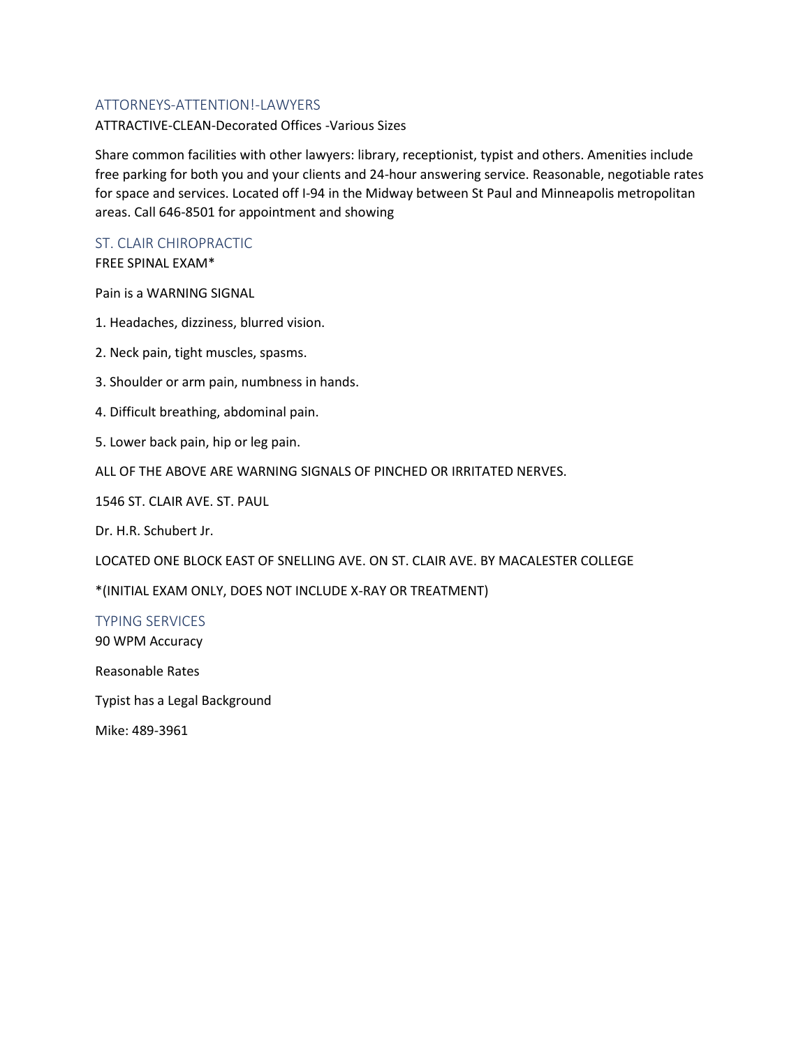## ATTORNEYS-ATTENTION!-LAWYERS

ATTRACTIVE-CLEAN-Decorated Offices -Various Sizes

Share common facilities with other lawyers: library, receptionist, typist and others. Amenities include free parking for both you and your clients and 24-hour answering service. Reasonable, negotiable rates for space and services. Located off I-94 in the Midway between St Paul and Minneapolis metropolitan areas. Call 646-8501 for appointment and showing

## ST. CLAIR CHIROPRACTIC

FREE SPINAL EXAM*

Pain is a WARNING SIGNAL

1. Headaches, dizziness, blurred vision.

2. Neck pain, tight muscles, spasms.

3. Shoulder or arm pain, numbness in hands.

4. Difficult breathing, abdominal pain.

5. Lower back pain, hip or leg pain.

ALL OF THE ABOVE ARE WARNING SIGNALS OF PINCHED OR IRRITATED NERVES.

1546 ST. CLAIR AVE. ST. PAUL

Dr. H.R. Schubert Jr.

LOCATED ONE BLOCK EAST OF SNELLING AVE. ON ST. CLAIR AVE. BY MACALESTER COLLEGE

*(INITIAL EXAM ONLY, DOES NOT INCLUDE X-RAY OR TREATMENT)

## TYPING SERVICES

90 WPM Accuracy

Reasonable Rates

Typist has a Legal Background

Mike: 489-3961